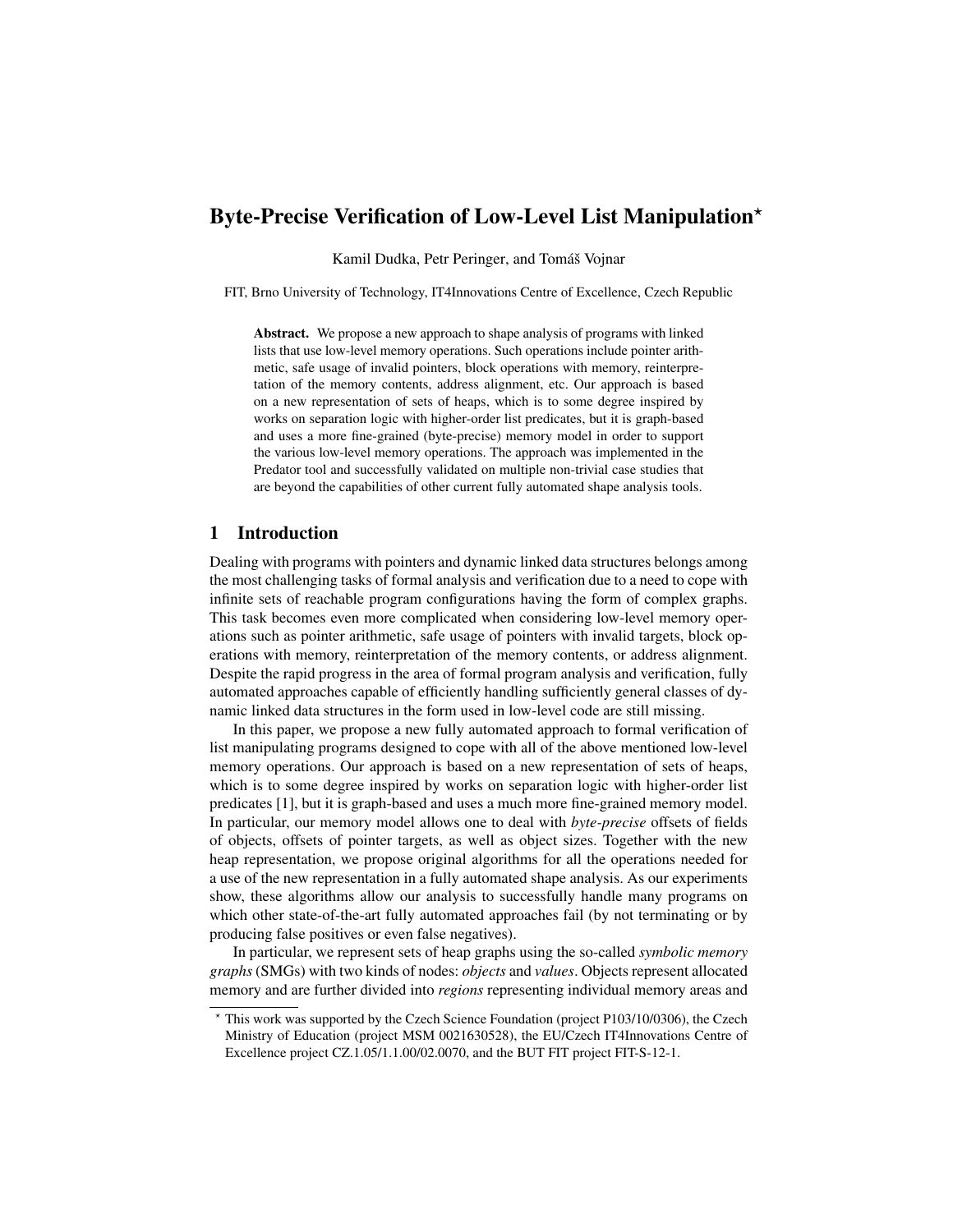# Byte-Precise Verification of Low-Level List Manipulation*

Kamil Dudka, Petr Peringer, and Tomáš Vojnar

FIT, Brno University of Technology, IT4Innovations Centre of Excellence, Czech Republic

**Abstract.** We propose a new approach to shape analysis of programs with linked lists that use low-level memory operations. Such operations include pointer arithmetic, safe usage of invalid pointers, block operations with memory, reinterpretation of the memory contents, address alignment, etc. Our approach is based on a new representation of sets of heaps, which is to some degree inspired by works on separation logic with higher-order list predicates, but it is graph-based and uses a more fine-grained (byte-precise) memory model in order to support the various low-level memory operations. The approach was implemented in the Predator tool and successfully validated on multiple non-trivial case studies that are beyond the capabilities of other current fully automated shape analysis tools.

## 1 Introduction

Dealing with programs with pointers and dynamic linked data structures belongs among the most challenging tasks of formal analysis and verification due to a need to cope with infinite sets of reachable program configurations having the form of complex graphs. This task becomes even more complicated when considering low-level memory operations such as pointer arithmetic, safe usage of pointers with invalid targets, block operations with memory, reinterpretation of the memory contents, or address alignment. Despite the rapid progress in the area of formal program analysis and verification, fully automated approaches capable of efficiently handling sufficiently general classes of dynamic linked data structures in the form used in low-level code are still missing.

In this paper, we propose a new fully automated approach to formal verification of list manipulating programs designed to cope with all of the above mentioned low-level memory operations. Our approach is based on a new representation of sets of heaps, which is to some degree inspired by works on separation logic with higher-order list predicates [1], but it is graph-based and uses a much more fine-grained memory model. In particular, our memory model allows one to deal with *byte-precise* offsets of fields of objects, offsets of pointer targets, as well as object sizes. Together with the new heap representation, we propose original algorithms for all the operations needed for a use of the new representation in a fully automated shape analysis. As our experiments show, these algorithms allow our analysis to successfully handle many programs on which other state-of-the-art fully automated approaches fail (by not terminating or by producing false positives or even false negatives).

In particular, we represent sets of heap graphs using the so-called *symbolic memory graphs* (SMGs) with two kinds of nodes: *objects* and *values*. Objects represent allocated memory and are further divided into *regions* representing individual memory areas and

---

* This work was supported by the Czech Science Foundation (project P103/10/0306), the Czech Ministry of Education (project MSM 0021630528), the EU/Czech IT4Innovations Centre of Excellence project CZ.1.05/1.1.00/02.0070, and the BUT FIT project FIT-S-12-1.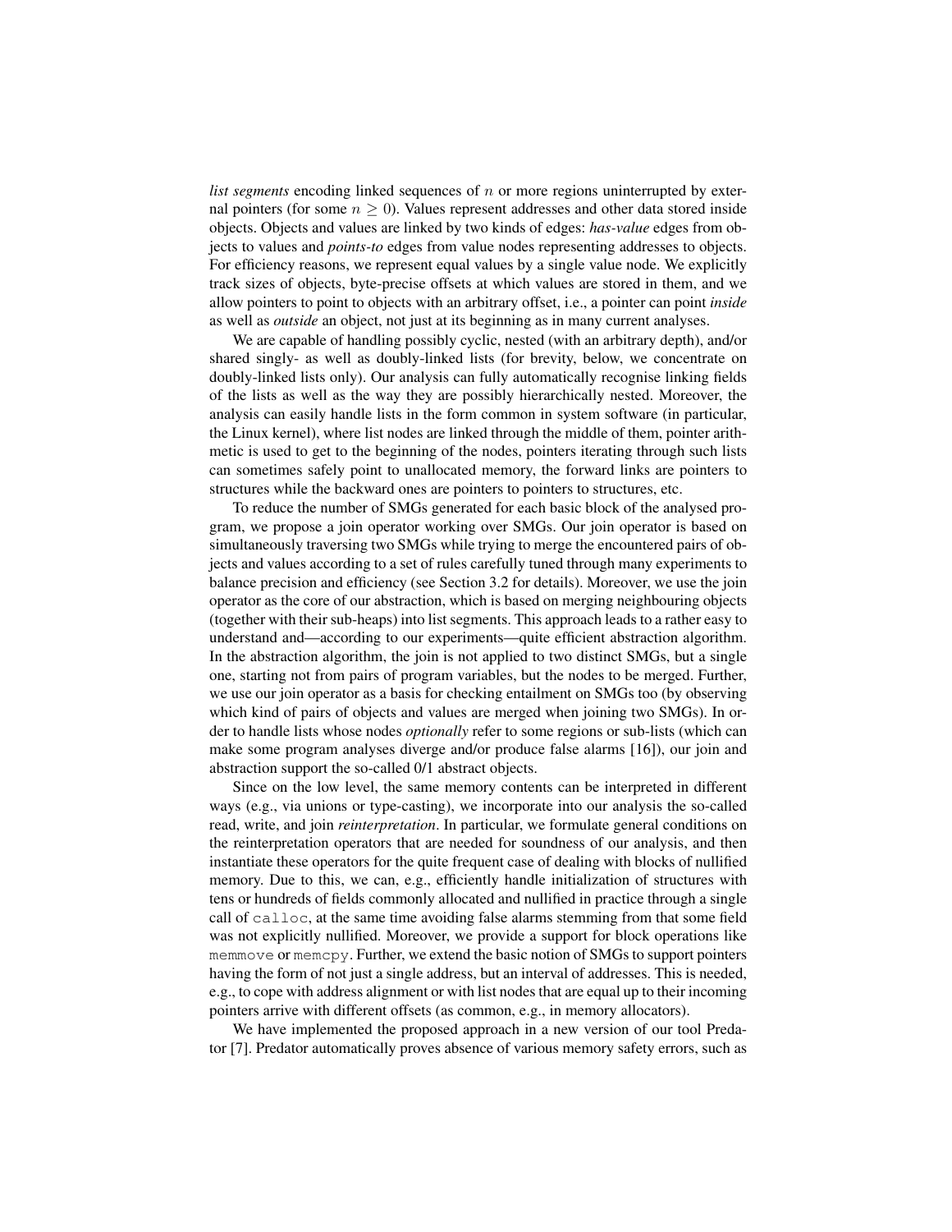*list segments* encoding linked sequences of $n$ or more regions uninterrupted by external pointers (for some $n \geq 0$). Values represent addresses and other data stored inside objects. Objects and values are linked by two kinds of edges: *has-value* edges from objects to values and *points-to* edges from value nodes representing addresses to objects. For efficiency reasons, we represent equal values by a single value node. We explicitly track sizes of objects, byte-precise offsets at which values are stored in them, and we allow pointers to point to objects with an arbitrary offset, i.e., a pointer can point *inside* as well as *outside* an object, not just at its beginning as in many current analyses.

We are capable of handling possibly cyclic, nested (with an arbitrary depth), and/or shared singly- as well as doubly-linked lists (for brevity, below, we concentrate on doubly-linked lists only). Our analysis can fully automatically recognise linking fields of the lists as well as the way they are possibly hierarchically nested. Moreover, the analysis can easily handle lists in the form common in system software (in particular, the Linux kernel), where list nodes are linked through the middle of them, pointer arithmetic is used to get to the beginning of the nodes, pointers iterating through such lists can sometimes safely point to unallocated memory, the forward links are pointers to structures while the backward ones are pointers to pointers to structures, etc.

To reduce the number of SMGs generated for each basic block of the analysed program, we propose a join operator working over SMGs. Our join operator is based on simultaneously traversing two SMGs while trying to merge the encountered pairs of objects and values according to a set of rules carefully tuned through many experiments to balance precision and efficiency (see Section 3.2 for details). Moreover, we use the join operator as the core of our abstraction, which is based on merging neighbouring objects (together with their sub-heaps) into list segments. This approach leads to a rather easy to understand and—according to our experiments—quite efficient abstraction algorithm. In the abstraction algorithm, the join is not applied to two distinct SMGs, but a single one, starting not from pairs of program variables, but the nodes to be merged. Further, we use our join operator as a basis for checking entailment on SMGs too (by observing which kind of pairs of objects and values are merged when joining two SMGs). In order to handle lists whose nodes *optionally* refer to some regions or sub-lists (which can make some program analyses diverge and/or produce false alarms [16]), our join and abstraction support the so-called 0/1 abstract objects.

Since on the low level, the same memory contents can be interpreted in different ways (e.g., via unions or type-casting), we incorporate into our analysis the so-called read, write, and join *reinterpretation*. In particular, we formulate general conditions on the reinterpretation operators that are needed for soundness of our analysis, and then instantiate these operators for the quite frequent case of dealing with blocks of nullified memory. Due to this, we can, e.g., efficiently handle initialization of structures with tens or hundreds of fields commonly allocated and nullified in practice through a single call of `calloc`, at the same time avoiding false alarms stemming from that some field was not explicitly nullified. Moreover, we provide a support for block operations like `memmove` or `memcpy`. Further, we extend the basic notion of SMGs to support pointers having the form of not just a single address, but an interval of addresses. This is needed, e.g., to cope with address alignment or with list nodes that are equal up to their incoming pointers arrive with different offsets (as common, e.g., in memory allocators).

We have implemented the proposed approach in a new version of our tool Predator [7]. Predator automatically proves absence of various memory safety errors, such as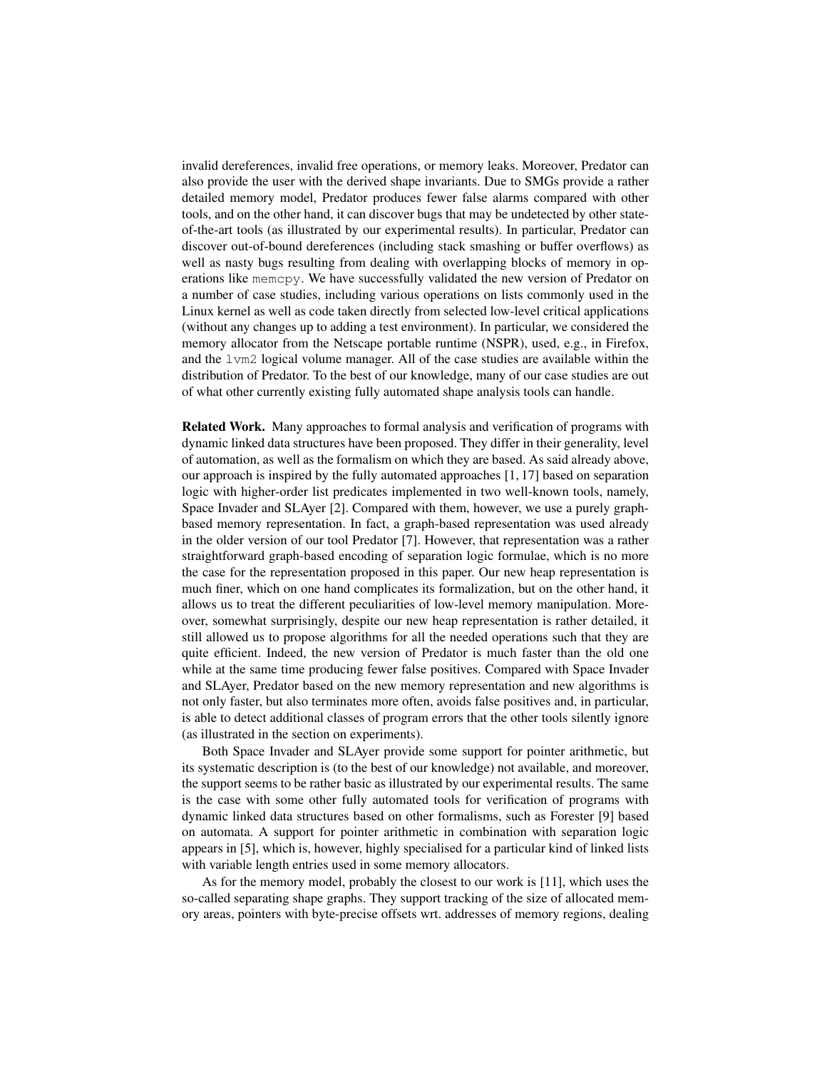invalid dereferences, invalid free operations, or memory leaks. Moreover, Predator can also provide the user with the derived shape invariants. Due to SMGs provide a rather detailed memory model, Predator produces fewer false alarms compared with other tools, and on the other hand, it can discover bugs that may be undetected by other state-of-the-art tools (as illustrated by our experimental results). In particular, Predator can discover out-of-bound dereferences (including stack smashing or buffer overflows) as well as nasty bugs resulting from dealing with overlapping blocks of memory in operations like `memcpy`. We have successfully validated the new version of Predator on a number of case studies, including various operations on lists commonly used in the Linux kernel as well as code taken directly from selected low-level critical applications (without any changes up to adding a test environment). In particular, we considered the memory allocator from the Netscape portable runtime (NSPR), used, e.g., in Firefox, and the `lvm2` logical volume manager. All of the case studies are available within the distribution of Predator. To the best of our knowledge, many of our case studies are out of what other currently existing fully automated shape analysis tools can handle.

**Related Work.** Many approaches to formal analysis and verification of programs with dynamic linked data structures have been proposed. They differ in their generality, level of automation, as well as the formalism on which they are based. As said already above, our approach is inspired by the fully automated approaches [1, 17] based on separation logic with higher-order list predicates implemented in two well-known tools, namely, Space Invader and SLAyer [2]. Compared with them, however, we use a purely graph-based memory representation. In fact, a graph-based representation was used already in the older version of our tool Predator [7]. However, that representation was a rather straightforward graph-based encoding of separation logic formulae, which is no more the case for the representation proposed in this paper. Our new heap representation is much finer, which on one hand complicates its formalization, but on the other hand, it allows us to treat the different peculiarities of low-level memory manipulation. Moreover, somewhat surprisingly, despite our new heap representation is rather detailed, it still allowed us to propose algorithms for all the needed operations such that they are quite efficient. Indeed, the new version of Predator is much faster than the old one while at the same time producing fewer false positives. Compared with Space Invader and SLAyer, Predator based on the new memory representation and new algorithms is not only faster, but also terminates more often, avoids false positives and, in particular, is able to detect additional classes of program errors that the other tools silently ignore (as illustrated in the section on experiments).

Both Space Invader and SLAyer provide some support for pointer arithmetic, but its systematic description is (to the best of our knowledge) not available, and moreover, the support seems to be rather basic as illustrated by our experimental results. The same is the case with some other fully automated tools for verification of programs with dynamic linked data structures based on other formalisms, such as Forester [9] based on automata. A support for pointer arithmetic in combination with separation logic appears in [5], which is, however, highly specialised for a particular kind of linked lists with variable length entries used in some memory allocators.

As for the memory model, probably the closest to our work is [11], which uses the so-called separating shape graphs. They support tracking of the size of allocated memory areas, pointers with byte-precise offsets wrt. addresses of memory regions, dealing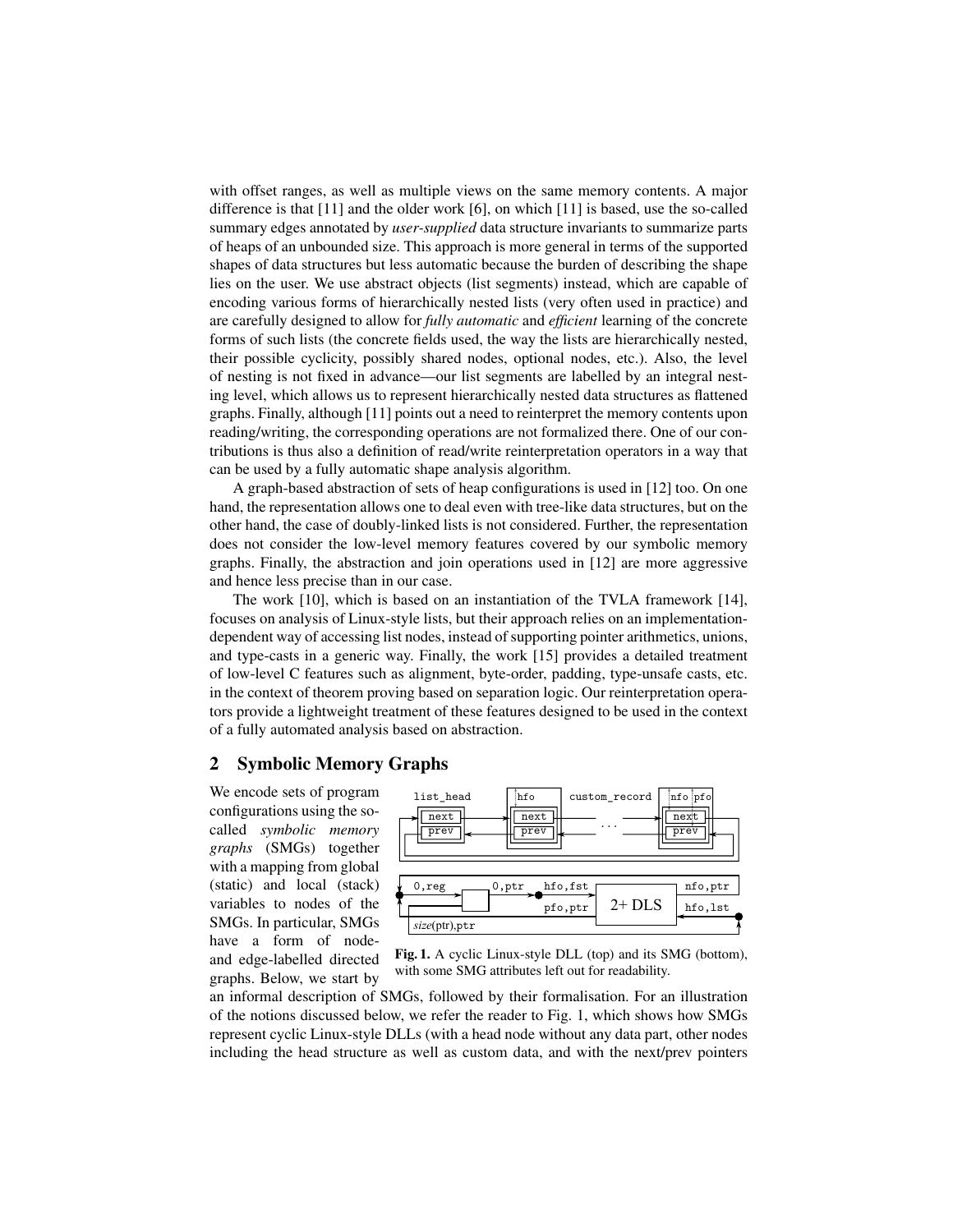with offset ranges, as well as multiple views on the same memory contents. A major difference is that [11] and the older work [6], on which [11] is based, use the so-called summary edges annotated by *user-supplied* data structure invariants to summarize parts of heaps of an unbounded size. This approach is more general in terms of the supported shapes of data structures but less automatic because the burden of describing the shape lies on the user. We use abstract objects (list segments) instead, which are capable of encoding various forms of hierarchically nested lists (very often used in practice) and are carefully designed to allow for *fully automatic* and *efficient* learning of the concrete forms of such lists (the concrete fields used, the way the lists are hierarchically nested, their possible cyclicity, possibly shared nodes, optional nodes, etc.). Also, the level of nesting is not fixed in advance—our list segments are labelled by an integral nesting level, which allows us to represent hierarchically nested data structures as flattened graphs. Finally, although [11] points out a need to reinterpret the memory contents upon reading/writing, the corresponding operations are not formalized there. One of our contributions is thus also a definition of read/write reinterpretation operators in a way that can be used by a fully automatic shape analysis algorithm.

A graph-based abstraction of sets of heap configurations is used in [12] too. On one hand, the representation allows one to deal even with tree-like data structures, but on the other hand, the case of doubly-linked lists is not considered. Further, the representation does not consider the low-level memory features covered by our symbolic memory graphs. Finally, the abstraction and join operations used in [12] are more aggressive and hence less precise than in our case.

The work [10], which is based on an instantiation of the TVLA framework [14], focuses on analysis of Linux-style lists, but their approach relies on an implementation-dependent way of accessing list nodes, instead of supporting pointer arithmetics, unions, and type-casts in a generic way. Finally, the work [15] provides a detailed treatment of low-level C features such as alignment, byte-order, padding, type-unsafe casts, etc. in the context of theorem proving based on separation logic. Our reinterpretation operators provide a lightweight treatment of these features designed to be used in the context of a fully automated analysis based on abstraction.

## 2 Symbolic Memory Graphs

We encode sets of program configurations using the so-called *symbolic memory graphs* (SMGs) together with a mapping from global (static) and local (stack) variables to nodes of the SMGs. In particular, SMGs have a form of node- and edge-labelled directed graphs. Below, we start by an informal description of SMGs, followed by their formalisation. For an illustration of the notions discussed below, we refer the reader to Fig. 1, which shows how SMGs represent cyclic Linux-style DLLs (with a head node without any data part, other nodes including the head structure as well as custom data, and with the next/prev pointers

**Fig. 1.** A cyclic Linux-style DLL (top) and its SMG (bottom), with some SMG attributes left out for readability.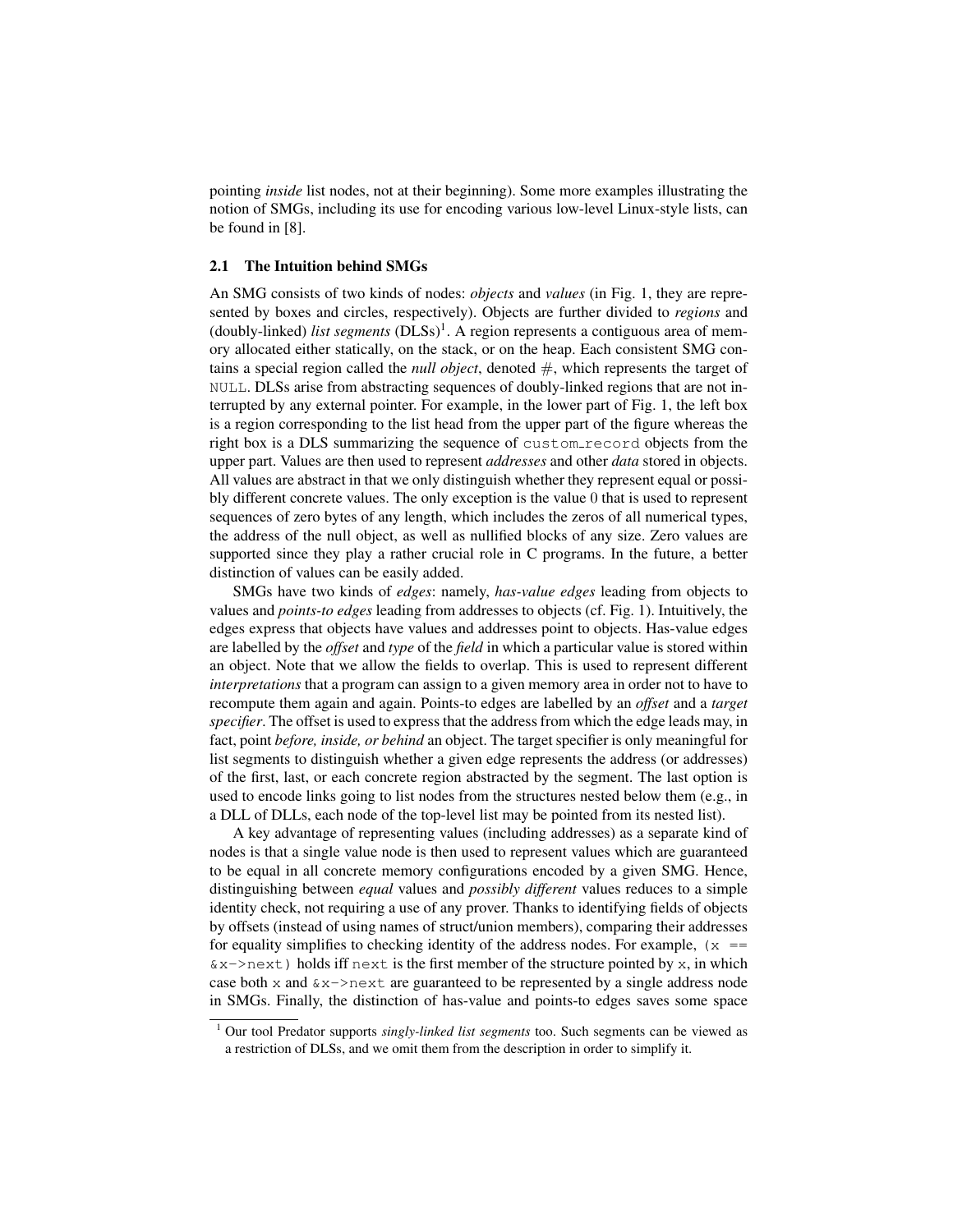pointing *inside* list nodes, not at their beginning). Some more examples illustrating the notion of SMGs, including its use for encoding various low-level Linux-style lists, can be found in [8].

### 2.1 The Intuition behind SMGs

An SMG consists of two kinds of nodes: *objects* and *values* (in Fig. 1, they are represented by boxes and circles, respectively). Objects are further divided to *regions* and (doubly-linked) *list segments* (DLSs)[1]. A region represents a contiguous area of memory allocated either statically, on the stack, or on the heap. Each consistent SMG contains a special region called the *null object*, denoted #, which represents the target of `NULL`. DLSs arise from abstracting sequences of doubly-linked regions that are not interrupted by any external pointer. For example, in the lower part of Fig. 1, the left box is a region corresponding to the list head from the upper part of the figure whereas the right box is a DLS summarizing the sequence of `custom_record` objects from the upper part. Values are then used to represent *addresses* and other *data* stored in objects. All values are abstract in that we only distinguish whether they represent equal or possibly different concrete values. The only exception is the value 0 that is used to represent sequences of zero bytes of any length, which includes the zeros of all numerical types, the address of the null object, as well as nullified blocks of any size. Zero values are supported since they play a rather crucial role in C programs. In the future, a better distinction of values can be easily added.

SMGs have two kinds of *edges*: namely, *has-value edges* leading from objects to values and *points-to edges* leading from addresses to objects (cf. Fig. 1). Intuitively, the edges express that objects have values and addresses point to objects. Has-value edges are labelled by the *offset* and *type* of the *field* in which a particular value is stored within an object. Note that we allow the fields to overlap. This is used to represent different *interpretations* that a program can assign to a given memory area in order not to have to recompute them again and again. Points-to edges are labelled by an *offset* and a *target specifier*. The offset is used to express that the address from which the edge leads may, in fact, point *before, inside, or behind* an object. The target specifier is only meaningful for list segments to distinguish whether a given edge represents the address (or addresses) of the first, last, or each concrete region abstracted by the segment. The last option is used to encode links going to list nodes from the structures nested below them (e.g., in a DLL of DLLs, each node of the top-level list may be pointed from its nested list).

A key advantage of representing values (including addresses) as a separate kind of nodes is that a single value node is then used to represent values which are guaranteed to be equal in all concrete memory configurations encoded by a given SMG. Hence, distinguishing between *equal* values and *possibly different* values reduces to a simple identity check, not requiring a use of any prover. Thanks to identifying fields of objects by offsets (instead of using names of struct/union members), comparing their addresses for equality simplifies to checking identity of the address nodes. For example, `(x == &x->next)` holds iff `next` is the first member of the structure pointed by `x`, in which case both `x` and `&x->next` are guaranteed to be represented by a single address node in SMGs. Finally, the distinction of has-value and points-to edges saves some space

[1] Our tool Predator supports *singly-linked list segments* too. Such segments can be viewed as a restriction of DLSs, and we omit them from the description in order to simplify it.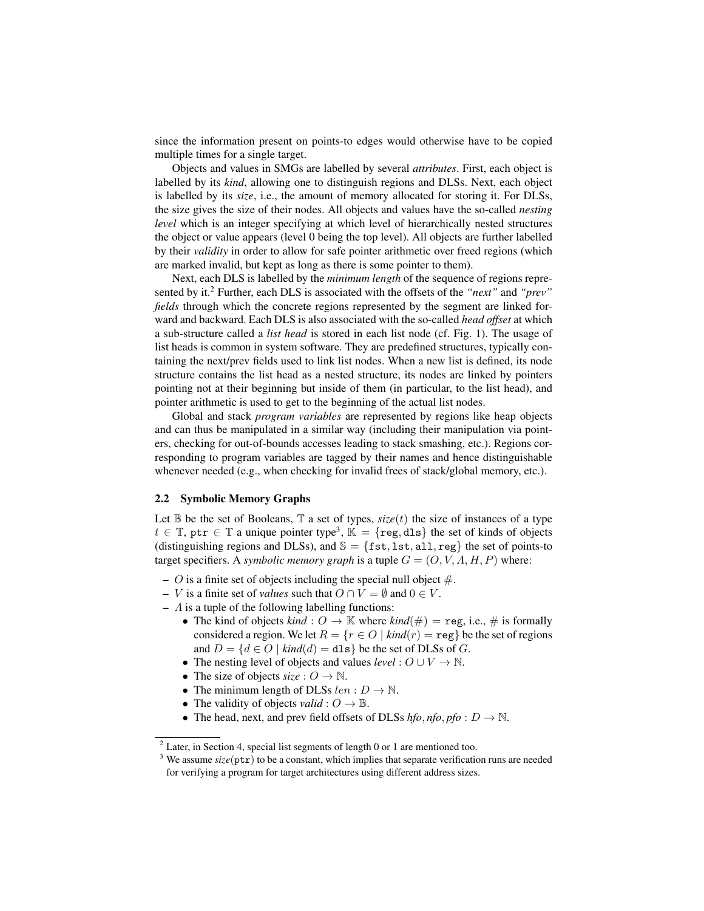since the information present on points-to edges would otherwise have to be copied multiple times for a single target.

Objects and values in SMGs are labelled by several *attributes*. First, each object is labelled by its *kind*, allowing one to distinguish regions and DLSs. Next, each object is labelled by its *size*, i.e., the amount of memory allocated for storing it. For DLSs, the size gives the size of their nodes. All objects and values have the so-called *nesting level* which is an integer specifying at which level of hierarchically nested structures the object or value appears (level 0 being the top level). All objects are further labelled by their *validity* in order to allow for safe pointer arithmetic over freed regions (which are marked invalid, but kept as long as there is some pointer to them).

Next, each DLS is labelled by the *minimum length* of the sequence of regions represented by it.[2] Further, each DLS is associated with the offsets of the *"next"* and *"prev" fields* through which the concrete regions represented by the segment are linked forward and backward. Each DLS is also associated with the so-called *head offset* at which a sub-structure called a *list head* is stored in each list node (cf. Fig. 1). The usage of list heads is common in system software. They are predefined structures, typically containing the next/prev fields used to link list nodes. When a new list is defined, its node structure contains the list head as a nested structure, its nodes are linked by pointers pointing not at their beginning but inside of them (in particular, to the list head), and pointer arithmetic is used to get to the beginning of the actual list nodes.

Global and stack *program variables* are represented by regions like heap objects and can thus be manipulated in a similar way (including their manipulation via pointers, checking for out-of-bounds accesses leading to stack smashing, etc.). Regions corresponding to program variables are tagged by their names and hence distinguishable whenever needed (e.g., when checking for invalid frees of stack/global memory, etc.).

### 2.2 Symbolic Memory Graphs

Let $\mathbb{B}$ be the set of Booleans, $\mathbb{T}$ a set of types, $size(t)$ the size of instances of a type $t \in \mathbb{T}$, $\mathtt{ptr} \in \mathbb{T}$ a unique pointer type[3], $\mathbb{K} = \{\mathtt{reg}, \mathtt{dls}\}$ the set of kinds of objects (distinguishing regions and DLSs), and $\mathbb{S} = \{\mathtt{fst}, \mathtt{lst}, \mathtt{all}, \mathtt{reg}\}$ the set of points-to target specifiers. A *symbolic memory graph* is a tuple $G = (O, V, \Lambda, H, P)$ where:

- $O$ is a finite set of objects including the special null object $\#$.
- $V$ is a finite set of *values* such that $O \cap V = \emptyset$ and $0 \in V$.
- $\Lambda$ is a tuple of the following labelling functions:
  - The kind of objects $kind : O \to \mathbb{K}$ where $kind(\#) = \mathtt{reg}$, i.e., $\#$ is formally considered a region. We let $R = \{r \in O \mid kind(r) = \mathtt{reg}\}$ be the set of regions and $D = \{d \in O \mid kind(d) = \mathtt{dls}\}$ be the set of DLSs of $G$.
  - The nesting level of objects and values $level : O \cup V \to \mathbb{N}$.
  - The size of objects $size : O \to \mathbb{N}$.
  - The minimum length of DLSs $len : D \to \mathbb{N}$.
  - The validity of objects $valid : O \to \mathbb{B}$.
  - The head, next, and prev field offsets of DLSs $hfo, nfo, pfo : D \to \mathbb{N}$.

---

[2] Later, in Section 4, special list segments of length 0 or 1 are mentioned too.

[3] We assume $size(\mathtt{ptr})$ to be a constant, which implies that separate verification runs are needed for verifying a program for target architectures using different address sizes.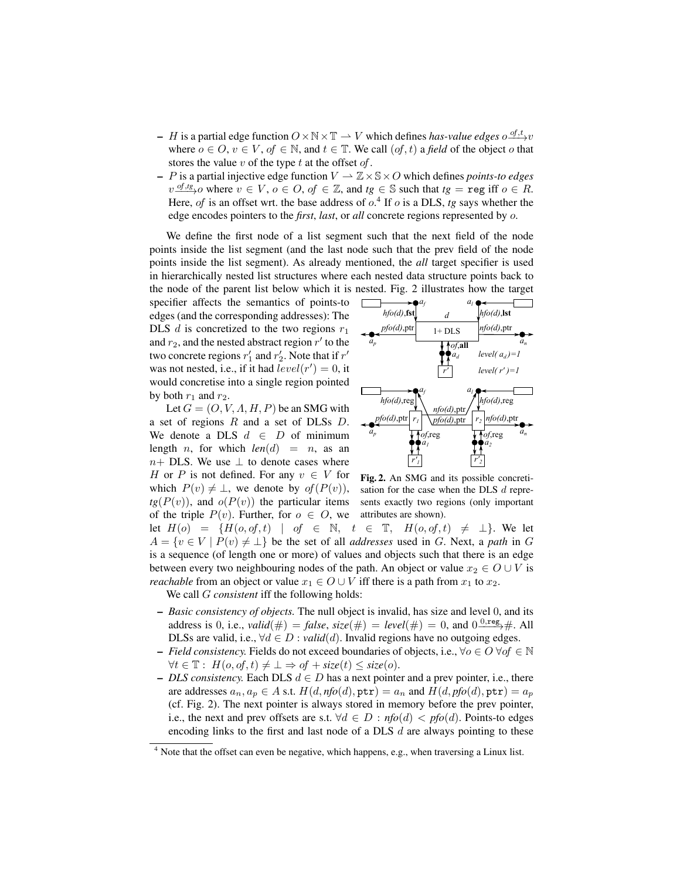– $H$ is a partial edge function $O \times \mathbb{N} \times \mathbb{T} \rightharpoonup V$ which defines *has-value edges* $o \xrightarrow{of,t} v$ where $o \in O$, $v \in V$, $of \in \mathbb{N}$, and $t \in \mathbb{T}$. We call $(of, t)$ a *field* of the object $o$ that stores the value $v$ of the type $t$ at the offset $of$.

– $P$ is a partial injective edge function $V \rightharpoonup \mathbb{Z} \times \mathbb{S} \times O$ which defines *points-to edges* $v \xrightarrow{of,tg} o$ where $v \in V$, $o \in O$, $of \in \mathbb{Z}$, and $tg \in \mathbb{S}$ such that $tg = \texttt{reg}$ iff $o \in R$. Here, $of$ is an offset wrt. the base address of $o$.[4] If $o$ is a DLS, $tg$ says whether the edge encodes pointers to the *first*, *last*, or *all* concrete regions represented by $o$.

We define the first node of a list segment such that the next field of the node points inside the list segment (and the last node such that the prev field of the node points inside the list segment). As already mentioned, the *all* target specifier is used in hierarchically nested list structures where each nested data structure points back to the node of the parent list below which it is nested. Fig. 2 illustrates how the target specifier affects the semantics of points-to edges (and the corresponding addresses): The DLS $d$ is concretized to the two regions $r_1$ and $r_2$, and the nested abstract region $r'$ to the two concrete regions $r'_1$ and $r'_2$. Note that if $r'$ was not nested, i.e., if it had $level(r') = 0$, it would concretise into a single region pointed by both $r_1$ and $r_2$.

Fig. 2. An SMG and its possible concretisation for the case when the DLS $d$ represents exactly two regions (only important attributes are shown).

Let $G = (O, V, \Lambda, H, P)$ be an SMG with a set of regions $R$ and a set of DLSs $D$. We denote a DLS $d \in D$ of minimum length $n$, for which $len(d) = n$, as an $n+$ DLS. We use $\perp$ to denote cases where $H$ or $P$ is not defined. For any $v \in V$ for which $P(v) \neq \perp$, we denote by $of(P(v))$, $tg(P(v))$, and $o(P(v))$ the particular items of the triple $P(v)$. Further, for $o \in O$, we let $H(o) = \{H(o, of, t) \mid of \in \mathbb{N},\ t \in \mathbb{T},\ H(o, of, t) \neq \perp\}$. We let $A = \{v \in V \mid P(v) \neq \perp\}$ be the set of all *addresses* used in $G$. Next, a *path* in $G$ is a sequence (of length one or more) of values and objects such that there is an edge between every two neighbouring nodes of the path. An object or value $x_2 \in O \cup V$ is *reachable* from an object or value $x_1 \in O \cup V$ iff there is a path from $x_1$ to $x_2$.

We call $G$ *consistent* iff the following holds:

– *Basic consistency of objects.* The null object is invalid, has size and level 0, and its address is 0, i.e., $valid(\#) = false$, $size(\#) = level(\#) = 0$, and $0 \xrightarrow{0,\texttt{reg}} \#$. All DLSs are valid, i.e., $\forall d \in D : valid(d)$. Invalid regions have no outgoing edges.

– *Field consistency.* Fields do not exceed boundaries of objects, i.e., $\forall o \in O\ \forall of \in \mathbb{N}\ \forall t \in \mathbb{T} :\ H(o, of, t) \neq \perp \Rightarrow of + size(t) \leq size(o)$.

– *DLS consistency.* Each DLS $d \in D$ has a next pointer and a prev pointer, i.e., there are addresses $a_n, a_p \in A$ s.t. $H(d, nfo(d), \texttt{ptr}) = a_n$ and $H(d, pfo(d), \texttt{ptr}) = a_p$ (cf. Fig. 2). The next pointer is always stored in memory before the prev pointer, i.e., the next and prev offsets are s.t. $\forall d \in D : nfo(d) < pfo(d)$. Points-to edges encoding links to the first and last node of a DLS $d$ are always pointing to these

[4] Note that the offset can even be negative, which happens, e.g., when traversing a Linux list.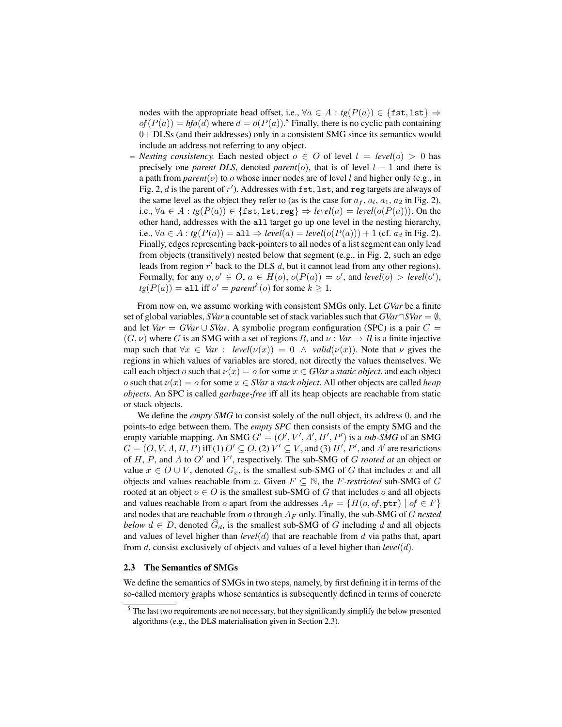nodes with the appropriate head offset, i.e., $\forall a \in A : tg(P(a)) \in \{\texttt{fst}, \texttt{lst}\} \Rightarrow of(P(a)) = hfo(d)$ where $d = o(P(a))$.[5] Finally, there is no cyclic path containing 0+ DLSs (and their addresses) only in a consistent SMG since its semantics would include an address not referring to any object.

- *Nesting consistency.* Each nested object $o \in O$ of level $l = level(o) > 0$ has precisely one *parent DLS*, denoted $parent(o)$, that is of level $l - 1$ and there is a path from $parent(o)$ to $o$ whose inner nodes are of level $l$ and higher only (e.g., in Fig. 2, $d$ is the parent of $r'$). Addresses with $\texttt{fst}$, $\texttt{lst}$, and $\texttt{reg}$ targets are always of the same level as the object they refer to (as is the case for $a_f$, $a_l$, $a_1$, $a_2$ in Fig. 2), i.e., $\forall a \in A : tg(P(a)) \in \{\texttt{fst}, \texttt{lst}, \texttt{reg}\} \Rightarrow level(a) = level(o(P(a)))$. On the other hand, addresses with the $\texttt{all}$ target go up one level in the nesting hierarchy, i.e., $\forall a \in A : tg(P(a)) = \texttt{all} \Rightarrow level(a) = level(o(P(a))) + 1$ (cf. $a_d$ in Fig. 2). Finally, edges representing back-pointers to all nodes of a list segment can only lead from objects (transitively) nested below that segment (e.g., in Fig. 2, such an edge leads from region $r'$ back to the DLS $d$, but it cannot lead from any other regions). Formally, for any $o, o' \in O$, $a \in H(o)$, $o(P(a)) = o'$, and $level(o) > level(o')$, $tg(P(a)) = \texttt{all}$ iff $o' = parent^k(o)$ for some $k \geq 1$.

From now on, we assume working with consistent SMGs only. Let *GVar* be a finite set of global variables, *SVar* a countable set of stack variables such that $GVar \cap SVar = \emptyset$, and let $Var = GVar \cup SVar$. A symbolic program configuration (SPC) is a pair $C = (G, \nu)$ where $G$ is an SMG with a set of regions $R$, and $\nu : Var \to R$ is a finite injective map such that $\forall x \in Var : \ level(\nu(x)) = 0 \ \wedge \ valid(\nu(x))$. Note that $\nu$ gives the regions in which values of variables are stored, not directly the values themselves. We call each object $o$ such that $\nu(x) = o$ for some $x \in GVar$ a *static object*, and each object $o$ such that $\nu(x) = o$ for some $x \in SVar$ a *stack object*. All other objects are called *heap objects*. An SPC is called *garbage-free* iff all its heap objects are reachable from static or stack objects.

We define the *empty SMG* to consist solely of the null object, its address 0, and the points-to edge between them. The *empty SPC* then consists of the empty SMG and the empty variable mapping. An SMG $G' = (O', V', \Lambda', H', P')$ is a *sub-SMG* of an SMG $G = (O, V, \Lambda, H, P)$ iff (1) $O' \subseteq O$, (2) $V' \subseteq V$, and (3) $H'$, $P'$, and $\Lambda'$ are restrictions of $H$, $P$, and $\Lambda$ to $O'$ and $V'$, respectively. The sub-SMG of $G$ *rooted at* an object or value $x \in O \cup V$, denoted $G_x$, is the smallest sub-SMG of $G$ that includes $x$ and all objects and values reachable from $x$. Given $F \subseteq \mathbb{N}$, the $F$*-restricted* sub-SMG of $G$ rooted at an object $o \in O$ is the smallest sub-SMG of $G$ that includes $o$ and all objects and values reachable from $o$ apart from the addresses $A_F = \{H(o, of, \texttt{ptr}) \mid of \in F\}$ and nodes that are reachable from $o$ through $A_F$ only. Finally, the sub-SMG of $G$ *nested below* $d \in D$, denoted $\widehat{G}_d$, is the smallest sub-SMG of $G$ including $d$ and all objects and values of level higher than $level(d)$ that are reachable from $d$ via paths that, apart from $d$, consist exclusively of objects and values of a level higher than $level(d)$.

### 2.3 The Semantics of SMGs

We define the semantics of SMGs in two steps, namely, by first defining it in terms of the so-called memory graphs whose semantics is subsequently defined in terms of concrete

[5] The last two requirements are not necessary, but they significantly simplify the below presented algorithms (e.g., the DLS materialisation given in Section 2.3).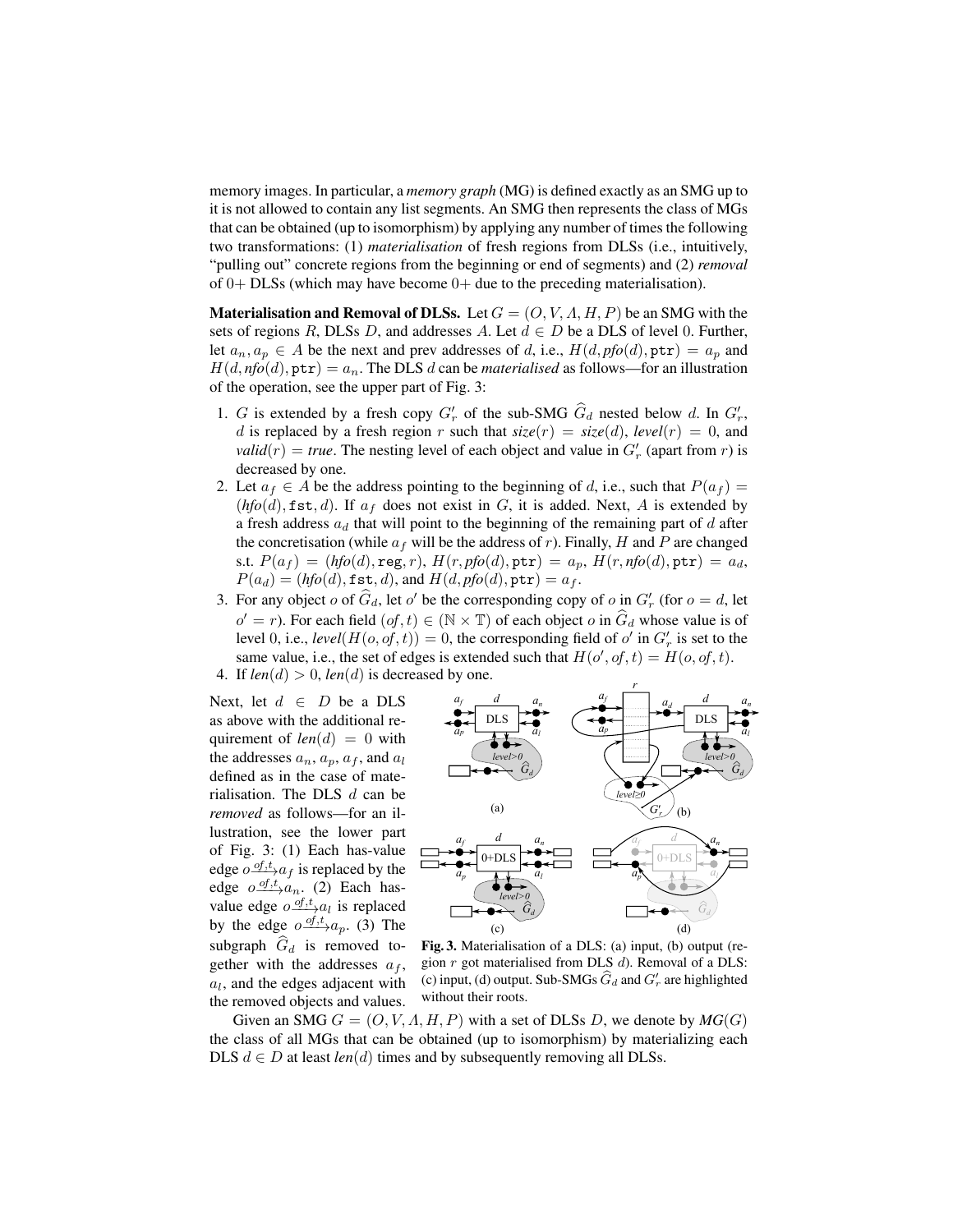memory images. In particular, a *memory graph* (MG) is defined exactly as an SMG up to it is not allowed to contain any list segments. An SMG then represents the class of MGs that can be obtained (up to isomorphism) by applying any number of times the following two transformations: (1) *materialisation* of fresh regions from DLSs (i.e., intuitively, "pulling out" concrete regions from the beginning or end of segments) and (2) *removal* of 0+ DLSs (which may have become 0+ due to the preceding materialisation).

**Materialisation and Removal of DLSs.** Let $G = (O, V, \Lambda, H, P)$ be an SMG with the sets of regions $R$, DLSs $D$, and addresses $A$. Let $d \in D$ be a DLS of level 0. Further, let $a_n, a_p \in A$ be the next and prev addresses of $d$, i.e., $H(d, \mathit{pfo}(d), \mathtt{ptr}) = a_p$ and $H(d, \mathit{nfo}(d), \mathtt{ptr}) = a_n$. The DLS $d$ can be *materialised* as follows—for an illustration of the operation, see the upper part of Fig. 3:

1. $G$ is extended by a fresh copy $G'_r$ of the sub-SMG $\widehat{G}_d$ nested below $d$. In $G'_r$, $d$ is replaced by a fresh region $r$ such that $\mathit{size}(r) = \mathit{size}(d)$, $\mathit{level}(r) = 0$, and $\mathit{valid}(r) = \mathit{true}$. The nesting level of each object and value in $G'_r$ (apart from $r$) is decreased by one.
2. Let $a_f \in A$ be the address pointing to the beginning of $d$, i.e., such that $P(a_f) = (\mathit{hfo}(d), \mathtt{fst}, d)$. If $a_f$ does not exist in $G$, it is added. Next, $A$ is extended by a fresh address $a_d$ that will point to the beginning of the remaining part of $d$ after the concretisation (while $a_f$ will be the address of $r$). Finally, $H$ and $P$ are changed s.t. $P(a_f) = (\mathit{hfo}(d), \mathtt{reg}, r)$, $H(r, \mathit{pfo}(d), \mathtt{ptr}) = a_p$, $H(r, \mathit{nfo}(d), \mathtt{ptr}) = a_d$, $P(a_d) = (\mathit{hfo}(d), \mathtt{fst}, d)$, and $H(d, \mathit{pfo}(d), \mathtt{ptr}) = a_f$.
3. For any object $o$ of $\widehat{G}_d$, let $o'$ be the corresponding copy of $o$ in $G'_r$ (for $o = d$, let $o' = r$). For each field $(\mathit{of}, t) \in (\mathbb{N} \times \mathbb{T})$ of each object $o$ in $\widehat{G}_d$ whose value is of level 0, i.e., $\mathit{level}(H(o, \mathit{of}, t)) = 0$, the corresponding field of $o'$ in $G'_r$ is set to the same value, i.e., the set of edges is extended such that $H(o', \mathit{of}, t) = H(o, \mathit{of}, t)$.
4. If $\mathit{len}(d) > 0$, $\mathit{len}(d)$ is decreased by one.

Next, let $d \in D$ be a DLS as above with the additional requirement of $\mathit{len}(d) = 0$ with the addresses $a_n$, $a_p$, $a_f$, and $a_l$ defined as in the case of materialisation. The DLS $d$ can be *removed* as follows—for an illustration, see the lower part of Fig. 3: (1) Each has-value edge $o \xrightarrow{\mathit{of}, t} a_f$ is replaced by the edge $o \xrightarrow{\mathit{of}, t} a_n$. (2) Each has-value edge $o \xrightarrow{\mathit{of}, t} a_l$ is replaced by the edge $o \xrightarrow{\mathit{of}, t} a_p$. (3) The subgraph $\widehat{G}_d$ is removed together with the addresses $a_f$, $a_l$, and the edges adjacent with the removed objects and values.

**Fig. 3.** Materialisation of a DLS: (a) input, (b) output (region $r$ got materialised from DLS $d$). Removal of a DLS: (c) input, (d) output. Sub-SMGs $\widehat{G}_d$ and $G'_r$ are highlighted without their roots.

Given an SMG $G = (O, V, \Lambda, H, P)$ with a set of DLSs $D$, we denote by $\mathit{MG}(G)$ the class of all MGs that can be obtained (up to isomorphism) by materializing each DLS $d \in D$ at least $\mathit{len}(d)$ times and by subsequently removing all DLSs.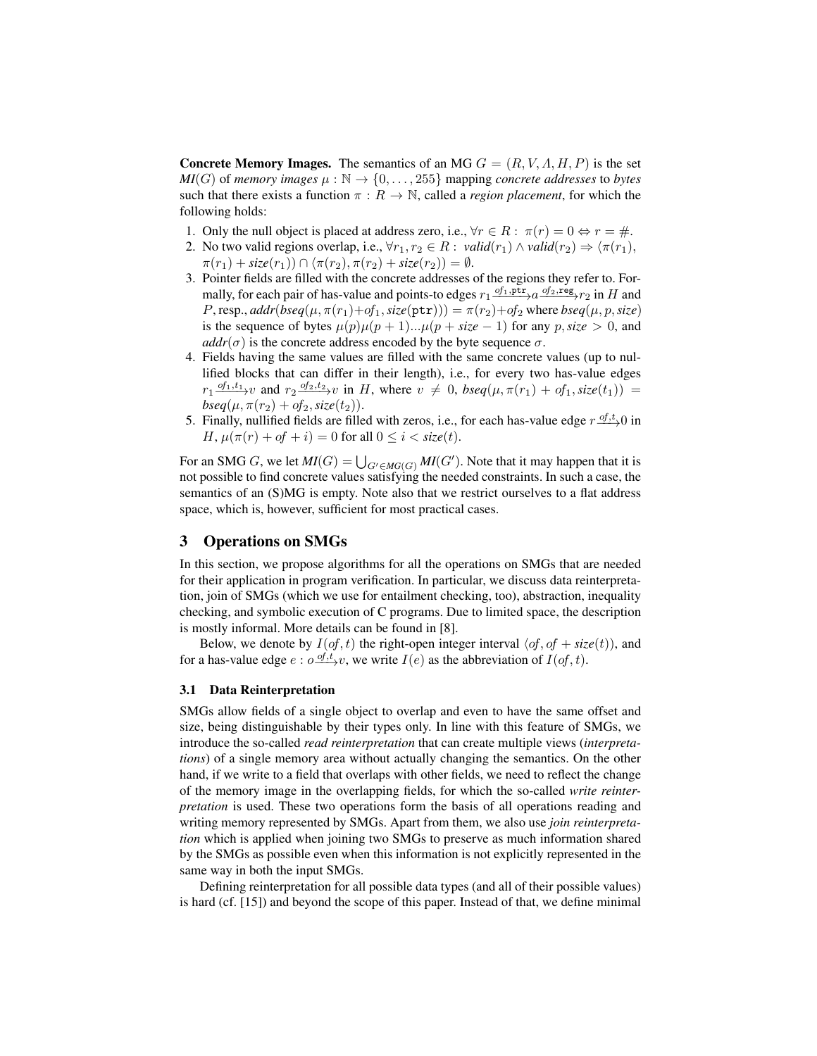**Concrete Memory Images.** The semantics of an MG $G = (R, V, \Lambda, H, P)$ is the set $MI(G)$ of *memory images* $\mu : \mathbb{N} \to \{0, \ldots, 255\}$ mapping *concrete addresses* to *bytes* such that there exists a function $\pi : R \to \mathbb{N}$, called a *region placement*, for which the following holds:

1. Only the null object is placed at address zero, i.e., $\forall r \in R : \pi(r) = 0 \Leftrightarrow r = \#$.
2. No two valid regions overlap, i.e., $\forall r_1, r_2 \in R : \mathit{valid}(r_1) \wedge \mathit{valid}(r_2) \Rightarrow \langle \pi(r_1), \pi(r_1) + \mathit{size}(r_1)) \cap \langle \pi(r_2), \pi(r_2) + \mathit{size}(r_2)) = \emptyset$.
3. Pointer fields are filled with the concrete addresses of the regions they refer to. Formally, for each pair of has-value and points-to edges $r_1 \xrightarrow{of_1, \mathtt{ptr}} a \xrightarrow{of_2, \mathtt{reg}} r_2$ in $H$ and $P$, resp., $\mathit{addr}(\mathit{bseq}(\mu, \pi(r_1) + of_1, \mathit{size}(\mathtt{ptr}))) = \pi(r_2) + of_2$ where $\mathit{bseq}(\mu, p, \mathit{size})$ is the sequence of bytes $\mu(p)\mu(p+1)...\mu(p + \mathit{size} - 1)$ for any $p, \mathit{size} > 0$, and $\mathit{addr}(\sigma)$ is the concrete address encoded by the byte sequence $\sigma$.
4. Fields having the same values are filled with the same concrete values (up to nullified blocks that can differ in their length), i.e., for every two has-value edges $r_1 \xrightarrow{of_1, t_1} v$ and $r_2 \xrightarrow{of_2, t_2} v$ in $H$, where $v \neq 0$, $\mathit{bseq}(\mu, \pi(r_1) + of_1, \mathit{size}(t_1)) = \mathit{bseq}(\mu, \pi(r_2) + of_2, \mathit{size}(t_2))$.
5. Finally, nullified fields are filled with zeros, i.e., for each has-value edge $r \xrightarrow{of, t} 0$ in $H$, $\mu(\pi(r) + of + i) = 0$ for all $0 \leq i < \mathit{size}(t)$.

For an SMG $G$, we let $MI(G) = \bigcup_{G' \in MG(G)} MI(G')$. Note that it may happen that it is not possible to find concrete values satisfying the needed constraints. In such a case, the semantics of an (S)MG is empty. Note also that we restrict ourselves to a flat address space, which is, however, sufficient for most practical cases.

## 3 Operations on SMGs

In this section, we propose algorithms for all the operations on SMGs that are needed for their application in program verification. In particular, we discuss data reinterpretation, join of SMGs (which we use for entailment checking, too), abstraction, inequality checking, and symbolic execution of C programs. Due to limited space, the description is mostly informal. More details can be found in [8].

Below, we denote by $I(of, t)$ the right-open integer interval $\langle of, of + \mathit{size}(t))$, and for a has-value edge $e : o \xrightarrow{of, t} v$, we write $I(e)$ as the abbreviation of $I(of, t)$.

### 3.1 Data Reinterpretation

SMGs allow fields of a single object to overlap and even to have the same offset and size, being distinguishable by their types only. In line with this feature of SMGs, we introduce the so-called *read reinterpretation* that can create multiple views (*interpretations*) of a single memory area without actually changing the semantics. On the other hand, if we write to a field that overlaps with other fields, we need to reflect the change of the memory image in the overlapping fields, for which the so-called *write reinterpretation* is used. These two operations form the basis of all operations reading and writing memory represented by SMGs. Apart from them, we also use *join reinterpretation* which is applied when joining two SMGs to preserve as much information shared by the SMGs as possible even when this information is not explicitly represented in the same way in both the input SMGs.

Defining reinterpretation for all possible data types (and all of their possible values) is hard (cf. [15]) and beyond the scope of this paper. Instead of that, we define minimal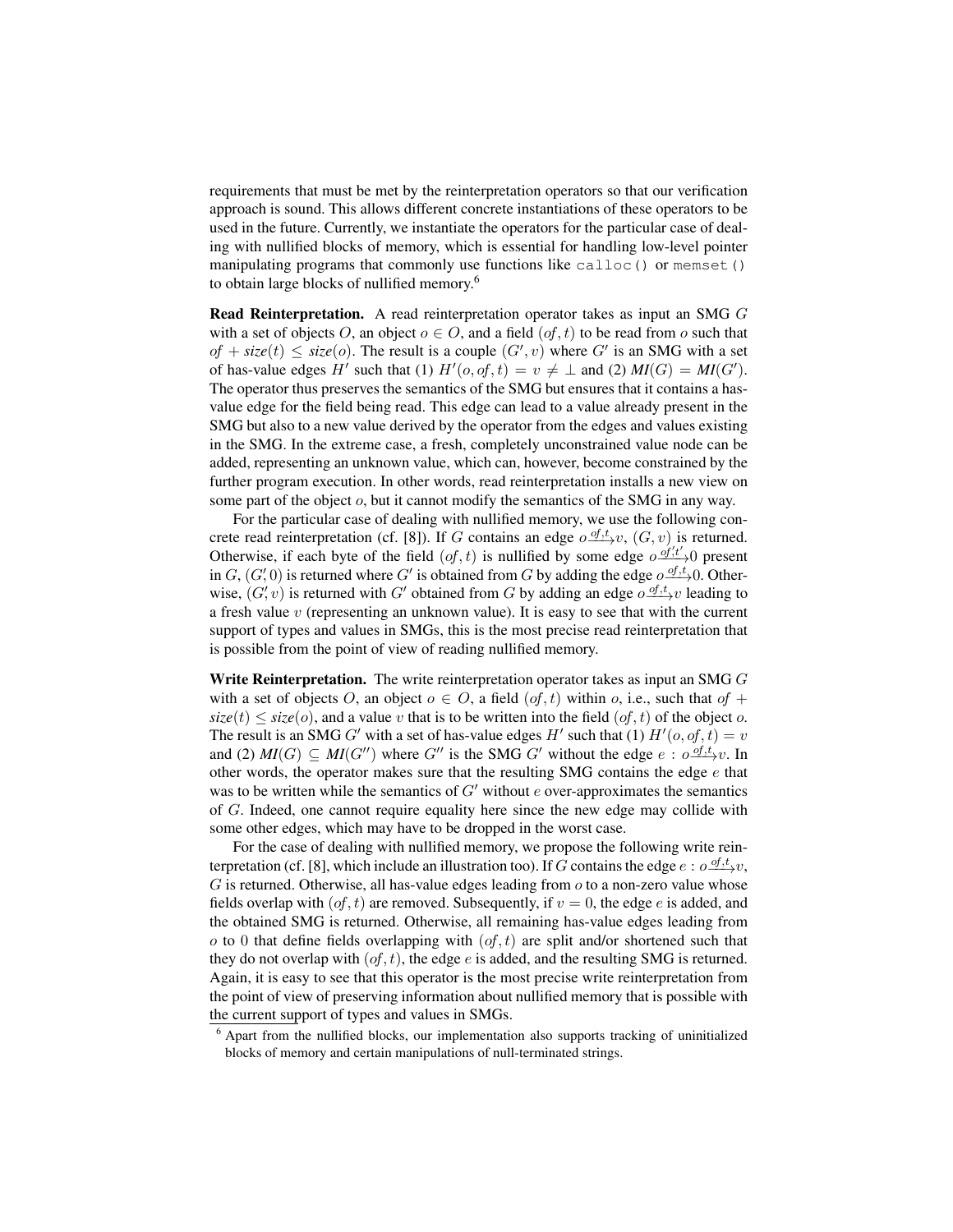requirements that must be met by the reinterpretation operators so that our verification approach is sound. This allows different concrete instantiations of these operators to be used in the future. Currently, we instantiate the operators for the particular case of dealing with nullified blocks of memory, which is essential for handling low-level pointer manipulating programs that commonly use functions like `calloc()` or `memset()` to obtain large blocks of nullified memory.[6]

**Read Reinterpretation.** A read reinterpretation operator takes as input an SMG $G$ with a set of objects $O$, an object $o \in O$, and a field $(of, t)$ to be read from $o$ such that $of + size(t) \leq size(o)$. The result is a couple $(G', v)$ where $G'$ is an SMG with a set of has-value edges $H'$ such that (1) $H'(o, of, t) = v \neq \bot$ and (2) $MI(G) = MI(G')$. The operator thus preserves the semantics of the SMG but ensures that it contains a has-value edge for the field being read. This edge can lead to a value already present in the SMG but also to a new value derived by the operator from the edges and values existing in the SMG. In the extreme case, a fresh, completely unconstrained value node can be added, representing an unknown value, which can, however, become constrained by the further program execution. In other words, read reinterpretation installs a new view on some part of the object $o$, but it cannot modify the semantics of the SMG in any way.

For the particular case of dealing with nullified memory, we use the following concrete read reinterpretation (cf. [8]). If $G$ contains an edge $o \xrightarrow{of,t} v$, $(G, v)$ is returned. Otherwise, if each byte of the field $(of, t)$ is nullified by some edge $o \xrightarrow{of',t'} 0$ present in $G$, $(G', 0)$ is returned where $G'$ is obtained from $G$ by adding the edge $o \xrightarrow{of,t} 0$. Otherwise, $(G', v)$ is returned with $G'$ obtained from $G$ by adding an edge $o \xrightarrow{of,t} v$ leading to a fresh value $v$ (representing an unknown value). It is easy to see that with the current support of types and values in SMGs, this is the most precise read reinterpretation that is possible from the point of view of reading nullified memory.

**Write Reinterpretation.** The write reinterpretation operator takes as input an SMG $G$ with a set of objects $O$, an object $o \in O$, a field $(of, t)$ within $o$, i.e., such that $of + size(t) \leq size(o)$, and a value $v$ that is to be written into the field $(of, t)$ of the object $o$. The result is an SMG $G'$ with a set of has-value edges $H'$ such that (1) $H'(o, of, t) = v$ and (2) $MI(G) \subseteq MI(G'')$ where $G''$ is the SMG $G'$ without the edge $e : o \xrightarrow{of,t} v$. In other words, the operator makes sure that the resulting SMG contains the edge $e$ that was to be written while the semantics of $G'$ without $e$ over-approximates the semantics of $G$. Indeed, one cannot require equality here since the new edge may collide with some other edges, which may have to be dropped in the worst case.

For the case of dealing with nullified memory, we propose the following write reinterpretation (cf. [8], which include an illustration too). If $G$ contains the edge $e : o \xrightarrow{of,t} v$, $G$ is returned. Otherwise, all has-value edges leading from $o$ to a non-zero value whose fields overlap with $(of, t)$ are removed. Subsequently, if $v = 0$, the edge $e$ is added, and the obtained SMG is returned. Otherwise, all remaining has-value edges leading from $o$ to $0$ that define fields overlapping with $(of, t)$ are split and/or shortened such that they do not overlap with $(of, t)$, the edge $e$ is added, and the resulting SMG is returned. Again, it is easy to see that this operator is the most precise write reinterpretation from the point of view of preserving information about nullified memory that is possible with the current support of types and values in SMGs.

[6] Apart from the nullified blocks, our implementation also supports tracking of uninitialized blocks of memory and certain manipulations of null-terminated strings.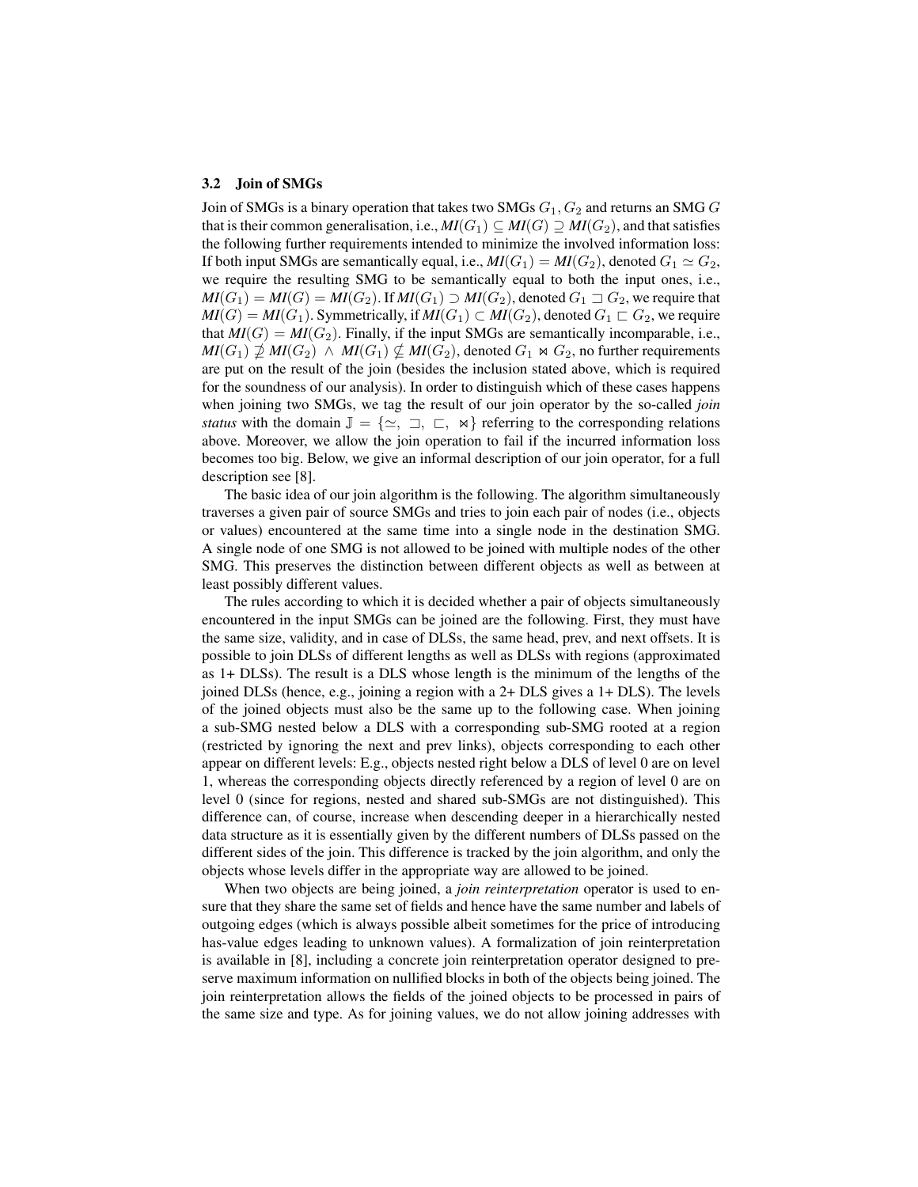### 3.2 Join of SMGs

Join of SMGs is a binary operation that takes two SMGs $G_1, G_2$ and returns an SMG $G$ that is their common generalisation, i.e., $\mathit{MI}(G_1) \subseteq \mathit{MI}(G) \supseteq \mathit{MI}(G_2)$, and that satisfies the following further requirements intended to minimize the involved information loss: If both input SMGs are semantically equal, i.e., $\mathit{MI}(G_1) = \mathit{MI}(G_2)$, denoted $G_1 \simeq G_2$, we require the resulting SMG to be semantically equal to both the input ones, i.e., $\mathit{MI}(G_1) = \mathit{MI}(G) = \mathit{MI}(G_2)$. If $\mathit{MI}(G_1) \supset \mathit{MI}(G_2)$, denoted $G_1 \sqsupset G_2$, we require that $\mathit{MI}(G) = \mathit{MI}(G_1)$. Symmetrically, if $\mathit{MI}(G_1) \subset \mathit{MI}(G_2)$, denoted $G_1 \sqsubset G_2$, we require that $\mathit{MI}(G) = \mathit{MI}(G_2)$. Finally, if the input SMGs are semantically incomparable, i.e., $\mathit{MI}(G_1) \not\supseteq \mathit{MI}(G_2) \;\wedge\; \mathit{MI}(G_1) \not\subseteq \mathit{MI}(G_2)$, denoted $G_1 \bowtie G_2$, no further requirements are put on the result of the join (besides the inclusion stated above, which is required for the soundness of our analysis). In order to distinguish which of these cases happens when joining two SMGs, we tag the result of our join operator by the so-called *join status* with the domain $\mathbb{J} = \{\simeq,\ \sqsupset,\ \sqsubset,\ \bowtie\}$ referring to the corresponding relations above. Moreover, we allow the join operation to fail if the incurred information loss becomes too big. Below, we give an informal description of our join operator, for a full description see [8].

The basic idea of our join algorithm is the following. The algorithm simultaneously traverses a given pair of source SMGs and tries to join each pair of nodes (i.e., objects or values) encountered at the same time into a single node in the destination SMG. A single node of one SMG is not allowed to be joined with multiple nodes of the other SMG. This preserves the distinction between different objects as well as between at least possibly different values.

The rules according to which it is decided whether a pair of objects simultaneously encountered in the input SMGs can be joined are the following. First, they must have the same size, validity, and in case of DLSs, the same head, prev, and next offsets. It is possible to join DLSs of different lengths as well as DLSs with regions (approximated as 1+ DLSs). The result is a DLS whose length is the minimum of the lengths of the joined DLSs (hence, e.g., joining a region with a 2+ DLS gives a 1+ DLS). The levels of the joined objects must also be the same up to the following case. When joining a sub-SMG nested below a DLS with a corresponding sub-SMG rooted at a region (restricted by ignoring the next and prev links), objects corresponding to each other appear on different levels: E.g., objects nested right below a DLS of level 0 are on level 1, whereas the corresponding objects directly referenced by a region of level 0 are on level 0 (since for regions, nested and shared sub-SMGs are not distinguished). This difference can, of course, increase when descending deeper in a hierarchically nested data structure as it is essentially given by the different numbers of DLSs passed on the different sides of the join. This difference is tracked by the join algorithm, and only the objects whose levels differ in the appropriate way are allowed to be joined.

When two objects are being joined, a *join reinterpretation* operator is used to ensure that they share the same set of fields and hence have the same number and labels of outgoing edges (which is always possible albeit sometimes for the price of introducing has-value edges leading to unknown values). A formalization of join reinterpretation is available in [8], including a concrete join reinterpretation operator designed to preserve maximum information on nullified blocks in both of the objects being joined. The join reinterpretation allows the fields of the joined objects to be processed in pairs of the same size and type. As for joining values, we do not allow joining addresses with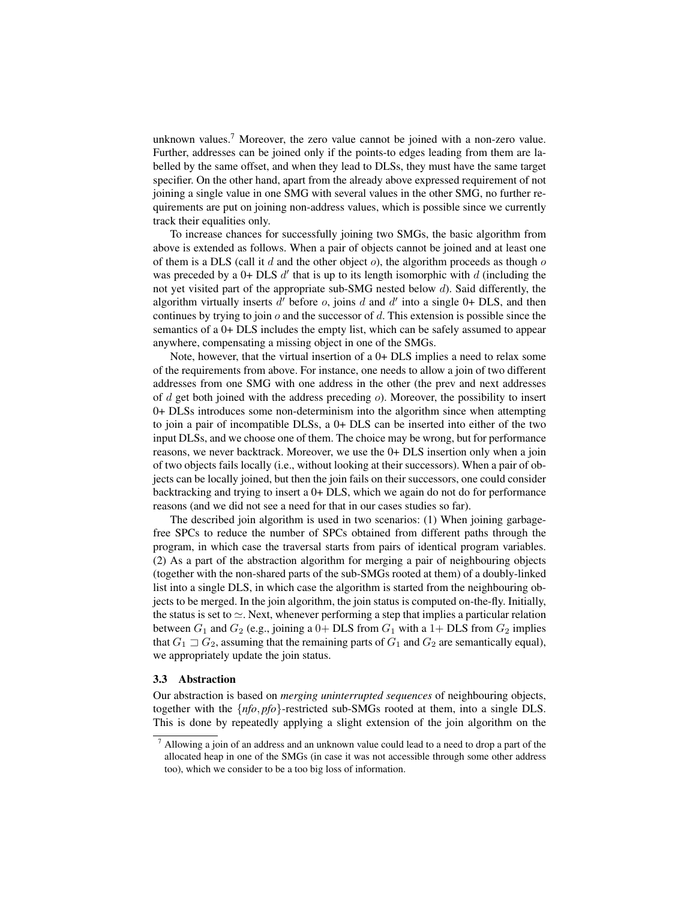unknown values.[7] Moreover, the zero value cannot be joined with a non-zero value. Further, addresses can be joined only if the points-to edges leading from them are labelled by the same offset, and when they lead to DLSs, they must have the same target specifier. On the other hand, apart from the already above expressed requirement of not joining a single value in one SMG with several values in the other SMG, no further requirements are put on joining non-address values, which is possible since we currently track their equalities only.

To increase chances for successfully joining two SMGs, the basic algorithm from above is extended as follows. When a pair of objects cannot be joined and at least one of them is a DLS (call it $d$ and the other object $o$), the algorithm proceeds as though $o$ was preceded by a 0+ DLS $d'$ that is up to its length isomorphic with $d$ (including the not yet visited part of the appropriate sub-SMG nested below $d$). Said differently, the algorithm virtually inserts $d'$ before $o$, joins $d$ and $d'$ into a single 0+ DLS, and then continues by trying to join $o$ and the successor of $d$. This extension is possible since the semantics of a 0+ DLS includes the empty list, which can be safely assumed to appear anywhere, compensating a missing object in one of the SMGs.

Note, however, that the virtual insertion of a 0+ DLS implies a need to relax some of the requirements from above. For instance, one needs to allow a join of two different addresses from one SMG with one address in the other (the prev and next addresses of $d$ get both joined with the address preceding $o$). Moreover, the possibility to insert 0+ DLSs introduces some non-determinism into the algorithm since when attempting to join a pair of incompatible DLSs, a 0+ DLS can be inserted into either of the two input DLSs, and we choose one of them. The choice may be wrong, but for performance reasons, we never backtrack. Moreover, we use the 0+ DLS insertion only when a join of two objects fails locally (i.e., without looking at their successors). When a pair of objects can be locally joined, but then the join fails on their successors, one could consider backtracking and trying to insert a 0+ DLS, which we again do not do for performance reasons (and we did not see a need for that in our cases studies so far).

The described join algorithm is used in two scenarios: (1) When joining garbage-free SPCs to reduce the number of SPCs obtained from different paths through the program, in which case the traversal starts from pairs of identical program variables. (2) As a part of the abstraction algorithm for merging a pair of neighbouring objects (together with the non-shared parts of the sub-SMGs rooted at them) of a doubly-linked list into a single DLS, in which case the algorithm is started from the neighbouring objects to be merged. In the join algorithm, the join status is computed on-the-fly. Initially, the status is set to $\simeq$. Next, whenever performing a step that implies a particular relation between $G_1$ and $G_2$ (e.g., joining a $0+$ DLS from $G_1$ with a $1+$ DLS from $G_2$ implies that $G_1 \sqsupset G_2$, assuming that the remaining parts of $G_1$ and $G_2$ are semantically equal), we appropriately update the join status.

### 3.3 Abstraction

Our abstraction is based on *merging uninterrupted sequences* of neighbouring objects, together with the $\{nfo, pfo\}$-restricted sub-SMGs rooted at them, into a single DLS. This is done by repeatedly applying a slight extension of the join algorithm on the

[7] Allowing a join of an address and an unknown value could lead to a need to drop a part of the allocated heap in one of the SMGs (in case it was not accessible through some other address too), which we consider to be a too big loss of information.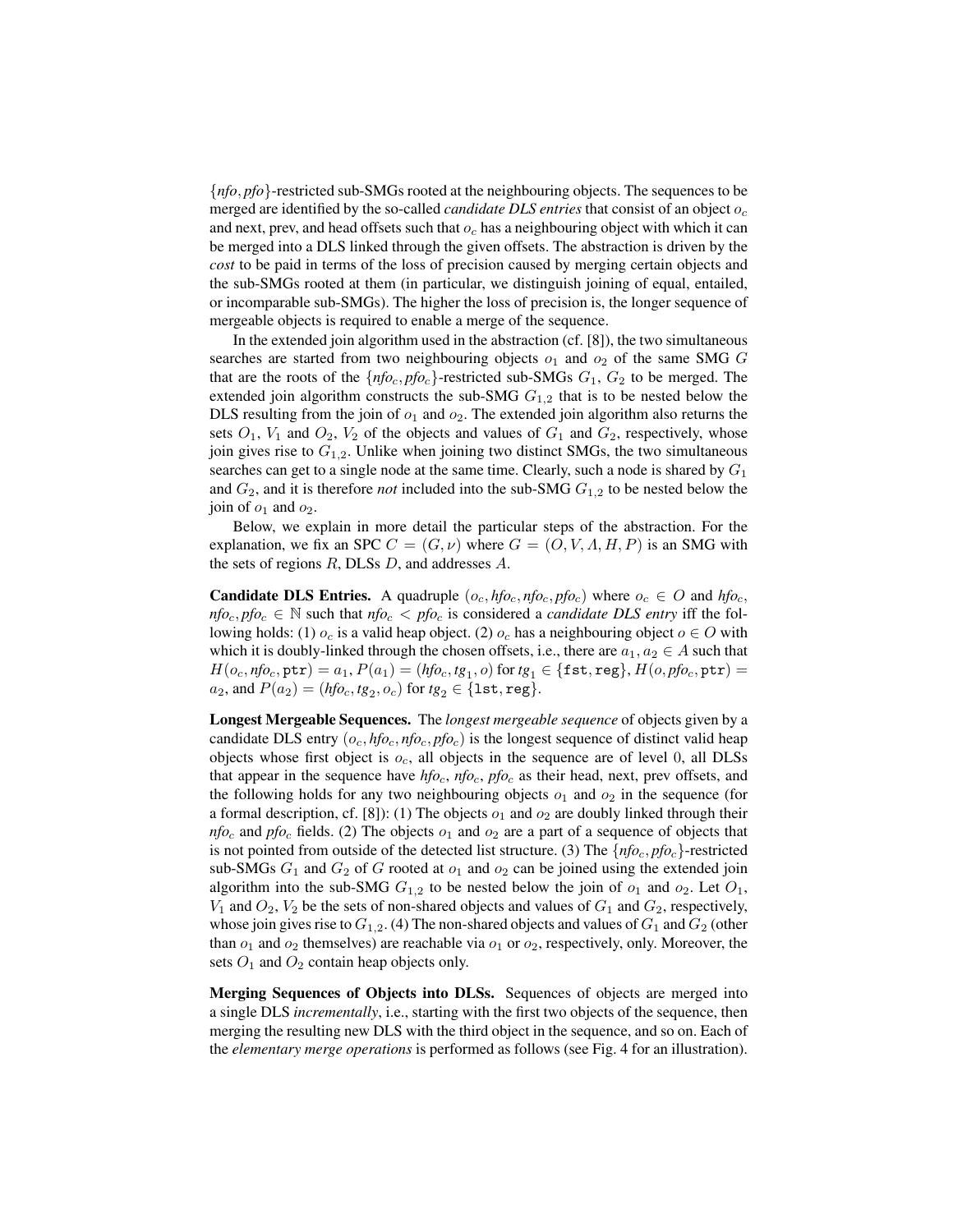$\{nfo, pfo\}$-restricted sub-SMGs rooted at the neighbouring objects. The sequences to be merged are identified by the so-called *candidate DLS entries* that consist of an object $o_c$ and next, prev, and head offsets such that $o_c$ has a neighbouring object with which it can be merged into a DLS linked through the given offsets. The abstraction is driven by the *cost* to be paid in terms of the loss of precision caused by merging certain objects and the sub-SMGs rooted at them (in particular, we distinguish joining of equal, entailed, or incomparable sub-SMGs). The higher the loss of precision is, the longer sequence of mergeable objects is required to enable a merge of the sequence.

In the extended join algorithm used in the abstraction (cf. [8]), the two simultaneous searches are started from two neighbouring objects $o_1$ and $o_2$ of the same SMG $G$ that are the roots of the $\{nfo_c, pfo_c\}$-restricted sub-SMGs $G_1$, $G_2$ to be merged. The extended join algorithm constructs the sub-SMG $G_{1,2}$ that is to be nested below the DLS resulting from the join of $o_1$ and $o_2$. The extended join algorithm also returns the sets $O_1$, $V_1$ and $O_2$, $V_2$ of the objects and values of $G_1$ and $G_2$, respectively, whose join gives rise to $G_{1,2}$. Unlike when joining two distinct SMGs, the two simultaneous searches can get to a single node at the same time. Clearly, such a node is shared by $G_1$ and $G_2$, and it is therefore *not* included into the sub-SMG $G_{1,2}$ to be nested below the join of $o_1$ and $o_2$.

Below, we explain in more detail the particular steps of the abstraction. For the explanation, we fix an SPC $C = (G, \nu)$ where $G = (O, V, \Lambda, H, P)$ is an SMG with the sets of regions $R$, DLSs $D$, and addresses $A$.

**Candidate DLS Entries.** A quadruple $(o_c, hfo_c, nfo_c, pfo_c)$ where $o_c \in O$ and $hfo_c$, $nfo_c, pfo_c \in \mathbb{N}$ such that $nfo_c < pfo_c$ is considered a *candidate DLS entry* iff the following holds: (1) $o_c$ is a valid heap object. (2) $o_c$ has a neighbouring object $o \in O$ with which it is doubly-linked through the chosen offsets, i.e., there are $a_1, a_2 \in A$ such that $H(o_c, nfo_c, \mathtt{ptr}) = a_1$, $P(a_1) = (hfo_c, tg_1, o)$ for $tg_1 \in \{\mathtt{fst}, \mathtt{reg}\}$, $H(o, pfo_c, \mathtt{ptr}) = a_2$, and $P(a_2) = (hfo_c, tg_2, o_c)$ for $tg_2 \in \{\mathtt{lst}, \mathtt{reg}\}$.

**Longest Mergeable Sequences.** The *longest mergeable sequence* of objects given by a candidate DLS entry $(o_c, hfo_c, nfo_c, pfo_c)$ is the longest sequence of distinct valid heap objects whose first object is $o_c$, all objects in the sequence are of level 0, all DLSs that appear in the sequence have $hfo_c$, $nfo_c$, $pfo_c$ as their head, next, prev offsets, and the following holds for any two neighbouring objects $o_1$ and $o_2$ in the sequence (for a formal description, cf. [8]): (1) The objects $o_1$ and $o_2$ are doubly linked through their $nfo_c$ and $pfo_c$ fields. (2) The objects $o_1$ and $o_2$ are a part of a sequence of objects that is not pointed from outside of the detected list structure. (3) The $\{nfo_c, pfo_c\}$-restricted sub-SMGs $G_1$ and $G_2$ of $G$ rooted at $o_1$ and $o_2$ can be joined using the extended join algorithm into the sub-SMG $G_{1,2}$ to be nested below the join of $o_1$ and $o_2$. Let $O_1$, $V_1$ and $O_2$, $V_2$ be the sets of non-shared objects and values of $G_1$ and $G_2$, respectively, whose join gives rise to $G_{1,2}$. (4) The non-shared objects and values of $G_1$ and $G_2$ (other than $o_1$ and $o_2$ themselves) are reachable via $o_1$ or $o_2$, respectively, only. Moreover, the sets $O_1$ and $O_2$ contain heap objects only.

**Merging Sequences of Objects into DLSs.** Sequences of objects are merged into a single DLS *incrementally*, i.e., starting with the first two objects of the sequence, then merging the resulting new DLS with the third object in the sequence, and so on. Each of the *elementary merge operations* is performed as follows (see Fig. 4 for an illustration).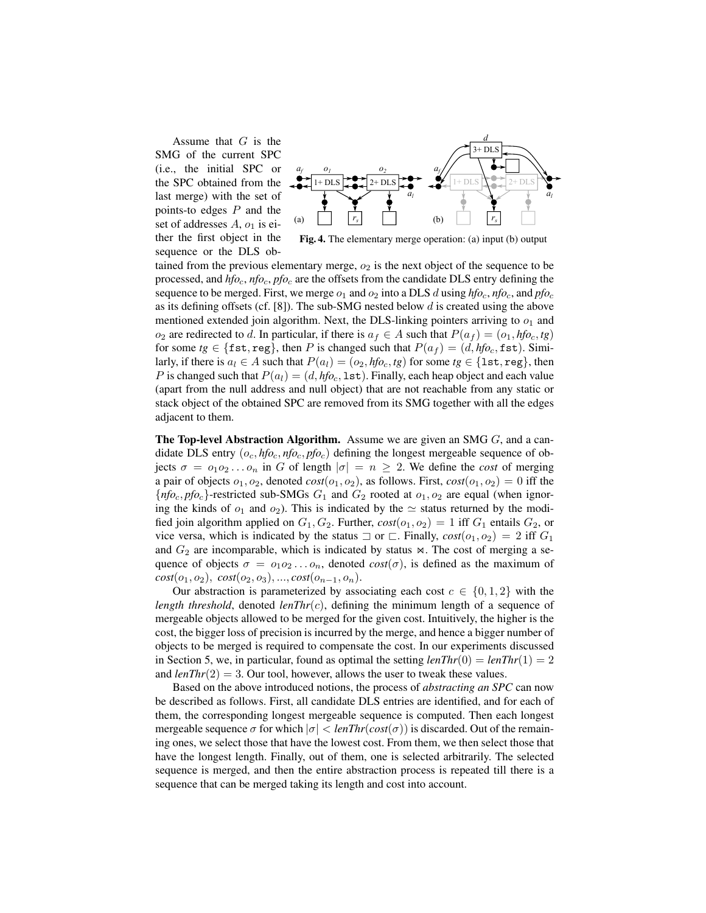Assume that $G$ is the SMG of the current SPC (i.e., the initial SPC or the SPC obtained from the last merge) with the set of points-to edges $P$ and the set of addresses $A$, $o_1$ is either the first object in the sequence or the DLS obtained from the previous elementary merge, $o_2$ is the next object of the sequence to be processed, and $hfo_c$, $nfo_c$, $pfo_c$ are the offsets from the candidate DLS entry defining the sequence to be merged. First, we merge $o_1$ and $o_2$ into a DLS $d$ using $hfo_c$, $nfo_c$, and $pfo_c$ as its defining offsets (cf. [8]). The sub-SMG nested below $d$ is created using the above mentioned extended join algorithm. Next, the DLS-linking pointers arriving to $o_1$ and $o_2$ are redirected to $d$. In particular, if there is $a_f \in A$ such that $P(a_f) = (o_1, hfo_c, tg)$ for some $tg \in \{\texttt{fst}, \texttt{reg}\}$, then $P$ is changed such that $P(a_f) = (d, hfo_c, \texttt{fst})$. Similarly, if there is $a_l \in A$ such that $P(a_l) = (o_2, hfo_c, tg)$ for some $tg \in \{\texttt{lst}, \texttt{reg}\}$, then $P$ is changed such that $P(a_l) = (d, hfo_c, \texttt{lst})$. Finally, each heap object and each value (apart from the null address and null object) that are not reachable from any static or stack object of the obtained SPC are removed from its SMG together with all the edges adjacent to them.

**Fig. 4.** The elementary merge operation: (a) input (b) output

**The Top-level Abstraction Algorithm.** Assume we are given an SMG $G$, and a candidate DLS entry $(o_c, hfo_c, nfo_c, pfo_c)$ defining the longest mergeable sequence of objects $\sigma = o_1 o_2 \ldots o_n$ in $G$ of length $|\sigma| = n \geq 2$. We define the *cost* of merging a pair of objects $o_1, o_2$, denoted $cost(o_1, o_2)$, as follows. First, $cost(o_1, o_2) = 0$ iff the $\{nfo_c, pfo_c\}$-restricted sub-SMGs $G_1$ and $G_2$ rooted at $o_1, o_2$ are equal (when ignoring the kinds of $o_1$ and $o_2$). This is indicated by the $\simeq$ status returned by the modified join algorithm applied on $G_1, G_2$. Further, $cost(o_1, o_2) = 1$ iff $G_1$ entails $G_2$, or vice versa, which is indicated by the status $\sqsupset$ or $\sqsubset$. Finally, $cost(o_1, o_2) = 2$ iff $G_1$ and $G_2$ are incomparable, which is indicated by status $\bowtie$. The cost of merging a sequence of objects $\sigma = o_1 o_2 \ldots o_n$, denoted $cost(\sigma)$, is defined as the maximum of $cost(o_1, o_2),\ cost(o_2, o_3), ..., cost(o_{n-1}, o_n)$.

Our abstraction is parameterized by associating each cost $c \in \{0, 1, 2\}$ with the *length threshold*, denoted $lenThr(c)$, defining the minimum length of a sequence of mergeable objects allowed to be merged for the given cost. Intuitively, the higher is the cost, the bigger loss of precision is incurred by the merge, and hence a bigger number of objects to be merged is required to compensate the cost. In our experiments discussed in Section 5, we, in particular, found as optimal the setting $lenThr(0) = lenThr(1) = 2$ and $lenThr(2) = 3$. Our tool, however, allows the user to tweak these values.

Based on the above introduced notions, the process of *abstracting an SPC* can now be described as follows. First, all candidate DLS entries are identified, and for each of them, the corresponding longest mergeable sequence is computed. Then each longest mergeable sequence $\sigma$ for which $|\sigma| < lenThr(cost(\sigma))$ is discarded. Out of the remaining ones, we select those that have the lowest cost. From them, we then select those that have the longest length. Finally, out of them, one is selected arbitrarily. The selected sequence is merged, and then the entire abstraction process is repeated till there is a sequence that can be merged taking its length and cost into account.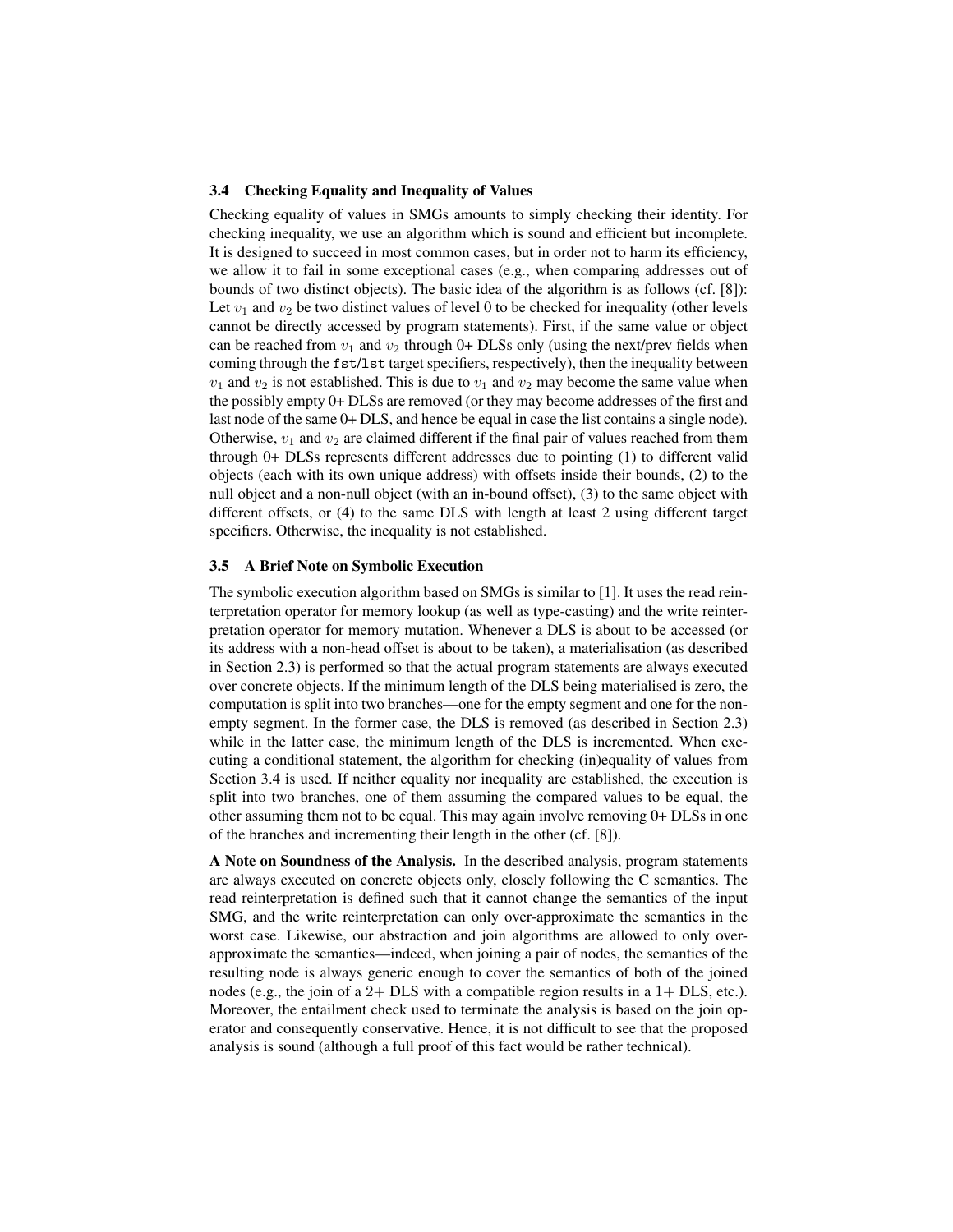### 3.4 Checking Equality and Inequality of Values

Checking equality of values in SMGs amounts to simply checking their identity. For checking inequality, we use an algorithm which is sound and efficient but incomplete. It is designed to succeed in most common cases, but in order not to harm its efficiency, we allow it to fail in some exceptional cases (e.g., when comparing addresses out of bounds of two distinct objects). The basic idea of the algorithm is as follows (cf. [8]): Let $v_1$ and $v_2$ be two distinct values of level 0 to be checked for inequality (other levels cannot be directly accessed by program statements). First, if the same value or object can be reached from $v_1$ and $v_2$ through 0+ DLSs only (using the next/prev fields when coming through the `fst`/`lst` target specifiers, respectively), then the inequality between $v_1$ and $v_2$ is not established. This is due to $v_1$ and $v_2$ may become the same value when the possibly empty 0+ DLSs are removed (or they may become addresses of the first and last node of the same 0+ DLS, and hence be equal in case the list contains a single node). Otherwise, $v_1$ and $v_2$ are claimed different if the final pair of values reached from them through 0+ DLSs represents different addresses due to pointing (1) to different valid objects (each with its own unique address) with offsets inside their bounds, (2) to the null object and a non-null object (with an in-bound offset), (3) to the same object with different offsets, or (4) to the same DLS with length at least 2 using different target specifiers. Otherwise, the inequality is not established.

### 3.5 A Brief Note on Symbolic Execution

The symbolic execution algorithm based on SMGs is similar to [1]. It uses the read reinterpretation operator for memory lookup (as well as type-casting) and the write reinterpretation operator for memory mutation. Whenever a DLS is about to be accessed (or its address with a non-head offset is about to be taken), a materialisation (as described in Section 2.3) is performed so that the actual program statements are always executed over concrete objects. If the minimum length of the DLS being materialised is zero, the computation is split into two branches—one for the empty segment and one for the non-empty segment. In the former case, the DLS is removed (as described in Section 2.3) while in the latter case, the minimum length of the DLS is incremented. When executing a conditional statement, the algorithm for checking (in)equality of values from Section 3.4 is used. If neither equality nor inequality are established, the execution is split into two branches, one of them assuming the compared values to be equal, the other assuming them not to be equal. This may again involve removing 0+ DLSs in one of the branches and incrementing their length in the other (cf. [8]).

**A Note on Soundness of the Analysis.** In the described analysis, program statements are always executed on concrete objects only, closely following the C semantics. The read reinterpretation is defined such that it cannot change the semantics of the input SMG, and the write reinterpretation can only over-approximate the semantics in the worst case. Likewise, our abstraction and join algorithms are allowed to only over-approximate the semantics—indeed, when joining a pair of nodes, the semantics of the resulting node is always generic enough to cover the semantics of both of the joined nodes (e.g., the join of a 2+ DLS with a compatible region results in a 1+ DLS, etc.). Moreover, the entailment check used to terminate the analysis is based on the join operator and consequently conservative. Hence, it is not difficult to see that the proposed analysis is sound (although a full proof of this fact would be rather technical).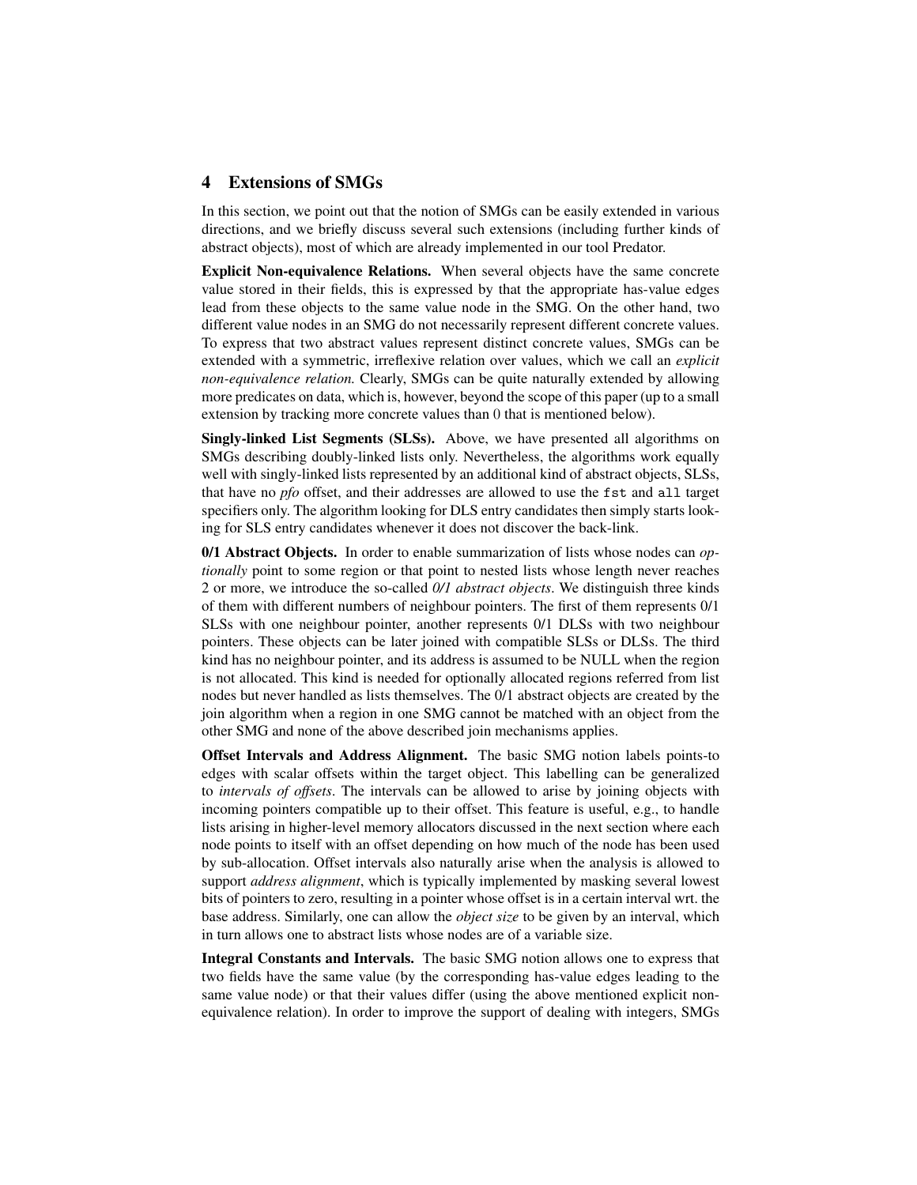## 4 Extensions of SMGs

In this section, we point out that the notion of SMGs can be easily extended in various directions, and we briefly discuss several such extensions (including further kinds of abstract objects), most of which are already implemented in our tool Predator.

**Explicit Non-equivalence Relations.** When several objects have the same concrete value stored in their fields, this is expressed by that the appropriate has-value edges lead from these objects to the same value node in the SMG. On the other hand, two different value nodes in an SMG do not necessarily represent different concrete values. To express that two abstract values represent distinct concrete values, SMGs can be extended with a symmetric, irreflexive relation over values, which we call an *explicit non-equivalence relation.* Clearly, SMGs can be quite naturally extended by allowing more predicates on data, which is, however, beyond the scope of this paper (up to a small extension by tracking more concrete values than 0 that is mentioned below).

**Singly-linked List Segments (SLSs).** Above, we have presented all algorithms on SMGs describing doubly-linked lists only. Nevertheless, the algorithms work equally well with singly-linked lists represented by an additional kind of abstract objects, SLSs, that have no *pfo* offset, and their addresses are allowed to use the `fst` and `all` target specifiers only. The algorithm looking for DLS entry candidates then simply starts looking for SLS entry candidates whenever it does not discover the back-link.

**0/1 Abstract Objects.** In order to enable summarization of lists whose nodes can *optionally* point to some region or that point to nested lists whose length never reaches 2 or more, we introduce the so-called *0/1 abstract objects*. We distinguish three kinds of them with different numbers of neighbour pointers. The first of them represents 0/1 SLSs with one neighbour pointer, another represents 0/1 DLSs with two neighbour pointers. These objects can be later joined with compatible SLSs or DLSs. The third kind has no neighbour pointer, and its address is assumed to be NULL when the region is not allocated. This kind is needed for optionally allocated regions referred from list nodes but never handled as lists themselves. The 0/1 abstract objects are created by the join algorithm when a region in one SMG cannot be matched with an object from the other SMG and none of the above described join mechanisms applies.

**Offset Intervals and Address Alignment.** The basic SMG notion labels points-to edges with scalar offsets within the target object. This labelling can be generalized to *intervals of offsets*. The intervals can be allowed to arise by joining objects with incoming pointers compatible up to their offset. This feature is useful, e.g., to handle lists arising in higher-level memory allocators discussed in the next section where each node points to itself with an offset depending on how much of the node has been used by sub-allocation. Offset intervals also naturally arise when the analysis is allowed to support *address alignment*, which is typically implemented by masking several lowest bits of pointers to zero, resulting in a pointer whose offset is in a certain interval wrt. the base address. Similarly, one can allow the *object size* to be given by an interval, which in turn allows one to abstract lists whose nodes are of a variable size.

**Integral Constants and Intervals.** The basic SMG notion allows one to express that two fields have the same value (by the corresponding has-value edges leading to the same value node) or that their values differ (using the above mentioned explicit non-equivalence relation). In order to improve the support of dealing with integers, SMGs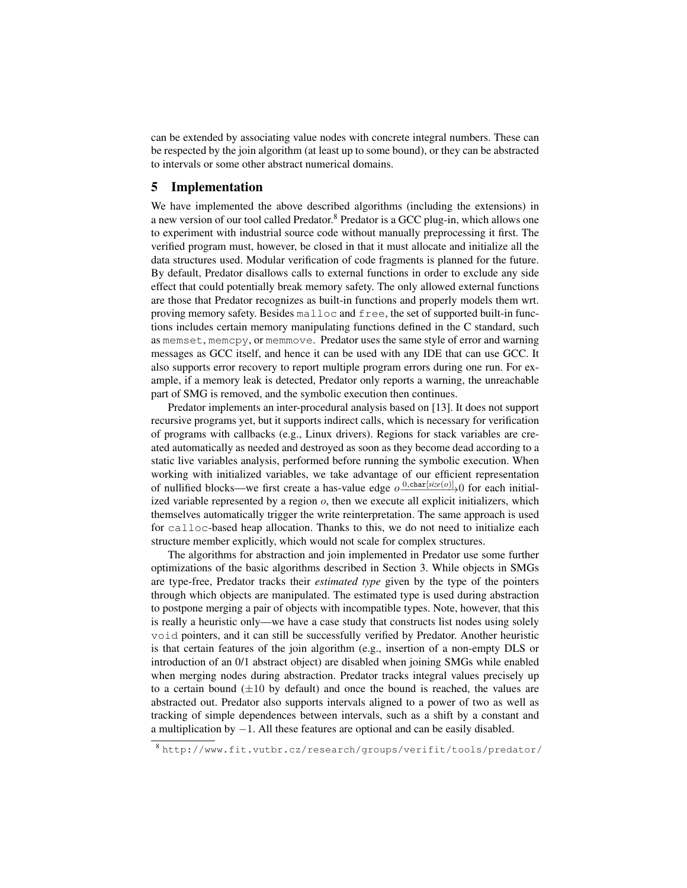can be extended by associating value nodes with concrete integral numbers. These can be respected by the join algorithm (at least up to some bound), or they can be abstracted to intervals or some other abstract numerical domains.

## 5 Implementation

We have implemented the above described algorithms (including the extensions) in a new version of our tool called Predator.[8] Predator is a GCC plug-in, which allows one to experiment with industrial source code without manually preprocessing it first. The verified program must, however, be closed in that it must allocate and initialize all the data structures used. Modular verification of code fragments is planned for the future. By default, Predator disallows calls to external functions in order to exclude any side effect that could potentially break memory safety. The only allowed external functions are those that Predator recognizes as built-in functions and properly models them wrt. proving memory safety. Besides `malloc` and `free`, the set of supported built-in functions includes certain memory manipulating functions defined in the C standard, such as `memset`, `memcpy`, or `memmove`. Predator uses the same style of error and warning messages as GCC itself, and hence it can be used with any IDE that can use GCC. It also supports error recovery to report multiple program errors during one run. For example, if a memory leak is detected, Predator only reports a warning, the unreachable part of SMG is removed, and the symbolic execution then continues.

Predator implements an inter-procedural analysis based on [13]. It does not support recursive programs yet, but it supports indirect calls, which is necessary for verification of programs with callbacks (e.g., Linux drivers). Regions for stack variables are created automatically as needed and destroyed as soon as they become dead according to a static live variables analysis, performed before running the symbolic execution. When working with initialized variables, we take advantage of our efficient representation of nullified blocks—we first create a has-value edge $o \xrightarrow{0,\texttt{char}[size(o)]} 0$ for each initialized variable represented by a region $o$, then we execute all explicit initializers, which themselves automatically trigger the write reinterpretation. The same approach is used for `calloc`-based heap allocation. Thanks to this, we do not need to initialize each structure member explicitly, which would not scale for complex structures.

The algorithms for abstraction and join implemented in Predator use some further optimizations of the basic algorithms described in Section 3. While objects in SMGs are type-free, Predator tracks their *estimated type* given by the type of the pointers through which objects are manipulated. The estimated type is used during abstraction to postpone merging a pair of objects with incompatible types. Note, however, that this is really a heuristic only—we have a case study that constructs list nodes using solely `void` pointers, and it can still be successfully verified by Predator. Another heuristic is that certain features of the join algorithm (e.g., insertion of a non-empty DLS or introduction of an 0/1 abstract object) are disabled when joining SMGs while enabled when merging nodes during abstraction. Predator tracks integral values precisely up to a certain bound ($\pm 10$ by default) and once the bound is reached, the values are abstracted out. Predator also supports intervals aligned to a power of two as well as tracking of simple dependences between intervals, such as a shift by a constant and a multiplication by $-1$. All these features are optional and can be easily disabled.

[8] http://www.fit.vutbr.cz/research/groups/verifit/tools/predator/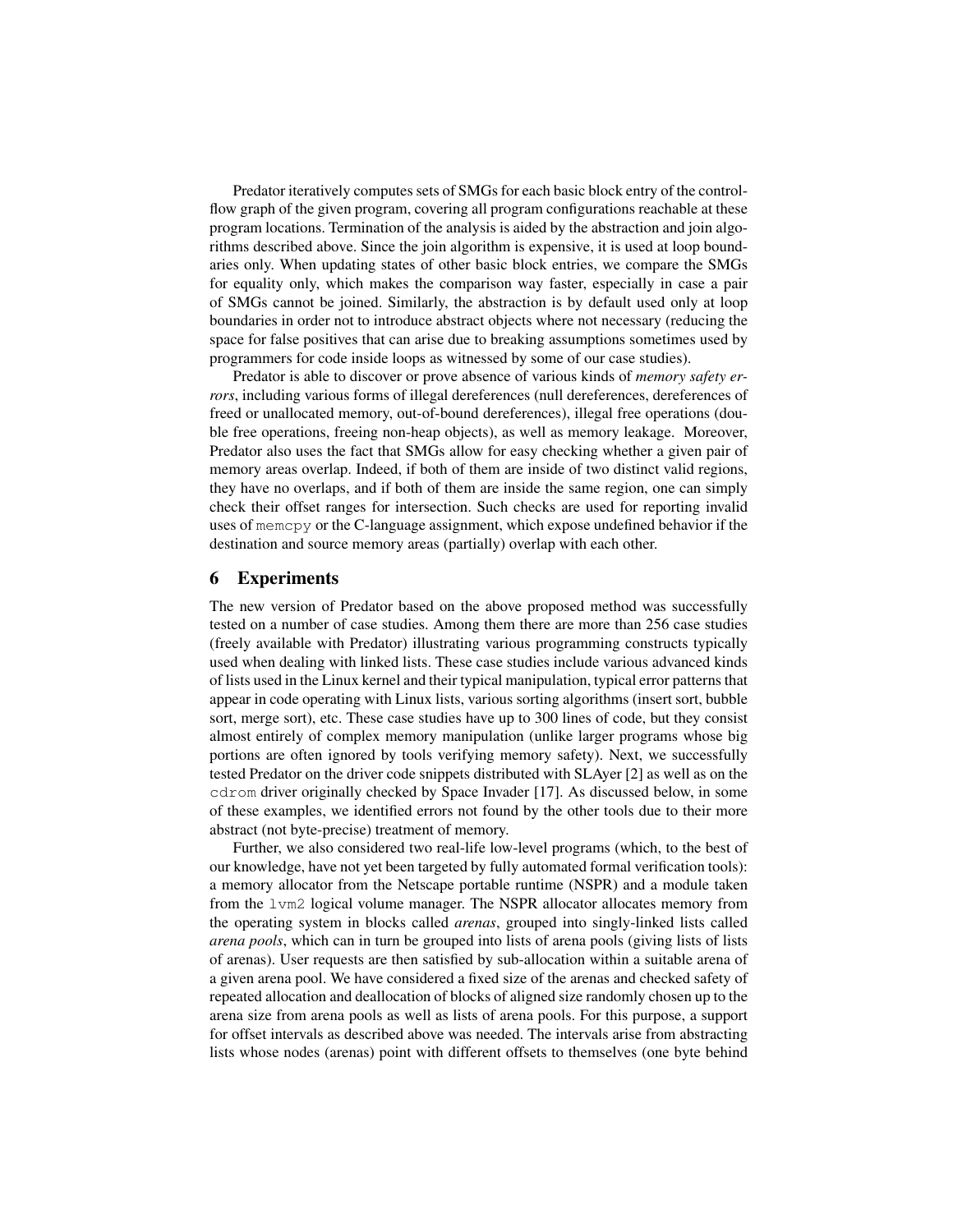Predator iteratively computes sets of SMGs for each basic block entry of the control-flow graph of the given program, covering all program configurations reachable at these program locations. Termination of the analysis is aided by the abstraction and join algorithms described above. Since the join algorithm is expensive, it is used at loop boundaries only. When updating states of other basic block entries, we compare the SMGs for equality only, which makes the comparison way faster, especially in case a pair of SMGs cannot be joined. Similarly, the abstraction is by default used only at loop boundaries in order not to introduce abstract objects where not necessary (reducing the space for false positives that can arise due to breaking assumptions sometimes used by programmers for code inside loops as witnessed by some of our case studies).

Predator is able to discover or prove absence of various kinds of *memory safety errors*, including various forms of illegal dereferences (null dereferences, dereferences of freed or unallocated memory, out-of-bound dereferences), illegal free operations (double free operations, freeing non-heap objects), as well as memory leakage. Moreover, Predator also uses the fact that SMGs allow for easy checking whether a given pair of memory areas overlap. Indeed, if both of them are inside of two distinct valid regions, they have no overlaps, and if both of them are inside the same region, one can simply check their offset ranges for intersection. Such checks are used for reporting invalid uses of `memcpy` or the C-language assignment, which expose undefined behavior if the destination and source memory areas (partially) overlap with each other.

## 6 Experiments

The new version of Predator based on the above proposed method was successfully tested on a number of case studies. Among them there are more than 256 case studies (freely available with Predator) illustrating various programming constructs typically used when dealing with linked lists. These case studies include various advanced kinds of lists used in the Linux kernel and their typical manipulation, typical error patterns that appear in code operating with Linux lists, various sorting algorithms (insert sort, bubble sort, merge sort), etc. These case studies have up to 300 lines of code, but they consist almost entirely of complex memory manipulation (unlike larger programs whose big portions are often ignored by tools verifying memory safety). Next, we successfully tested Predator on the driver code snippets distributed with SLAyer [2] as well as on the `cdrom` driver originally checked by Space Invader [17]. As discussed below, in some of these examples, we identified errors not found by the other tools due to their more abstract (not byte-precise) treatment of memory.

Further, we also considered two real-life low-level programs (which, to the best of our knowledge, have not yet been targeted by fully automated formal verification tools): a memory allocator from the Netscape portable runtime (NSPR) and a module taken from the `lvm2` logical volume manager. The NSPR allocator allocates memory from the operating system in blocks called *arenas*, grouped into singly-linked lists called *arena pools*, which can in turn be grouped into lists of arena pools (giving lists of lists of arenas). User requests are then satisfied by sub-allocation within a suitable arena of a given arena pool. We have considered a fixed size of the arenas and checked safety of repeated allocation and deallocation of blocks of aligned size randomly chosen up to the arena size from arena pools as well as lists of arena pools. For this purpose, a support for offset intervals as described above was needed. The intervals arise from abstracting lists whose nodes (arenas) point with different offsets to themselves (one byte behind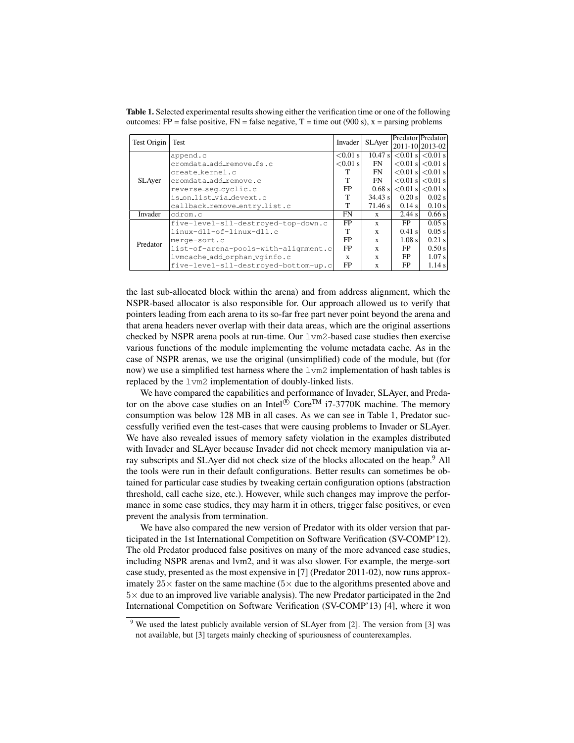**Table 1.** Selected experimental results showing either the verification time or one of the following outcomes: FP = false positive, FN = false negative, T = time out (900 s), x = parsing problems

| Test Origin | Test | Invader | SLAyer | Predator 2011-10 | Predator 2013-02 |
|---|---|---|---|---|---|
| SLAyer | append.c | <0.01 s | 10.47 s | <0.01 s | <0.01 s |
| | cromdata_add_remove_fs.c | <0.01 s | FN | <0.01 s | <0.01 s |
| | create_kernel.c | T | FN | <0.01 s | <0.01 s |
| | cromdata_add_remove.c | T | FN | <0.01 s | <0.01 s |
| | reverse_seg_cyclic.c | FP | 0.68 s | <0.01 s | <0.01 s |
| | is_on_list_via_devext.c | T | 34.43 s | 0.20 s | 0.02 s |
| | callback_remove_entry_list.c | T | 71.46 s | 0.14 s | 0.10 s |
| Invader | cdrom.c | FN | x | 2.44 s | 0.66 s |
| Predator | five-level-sll-destroyed-top-down.c | FP | x | FP | 0.05 s |
| | linux-dll-of-linux-dll.c | T | x | 0.41 s | 0.05 s |
| | merge-sort.c | FP | x | 1.08 s | 0.21 s |
| | list-of-arena-pools-with-alignment.c | FP | x | FP | 0.50 s |
| | lvmcache_add_orphan_vginfo.c | x | x | FP | 1.07 s |
| | five-level-sll-destroyed-bottom-up.c | FP | x | FP | 1.14 s |

the last sub-allocated block within the arena) and from address alignment, which the NSPR-based allocator is also responsible for. Our approach allowed us to verify that pointers leading from each arena to its so-far free part never point beyond the arena and that arena headers never overlap with their data areas, which are the original assertions checked by NSPR arena pools at run-time. Our `lvm2`-based case studies then exercise various functions of the module implementing the volume metadata cache. As in the case of NSPR arenas, we use the original (unsimplified) code of the module, but (for now) we use a simplified test harness where the `lvm2` implementation of hash tables is replaced by the `lvm2` implementation of doubly-linked lists.

We have compared the capabilities and performance of Invader, SLAyer, and Predator on the above case studies on an Intel® Core™ i7-3770K machine. The memory consumption was below 128 MB in all cases. As we can see in Table 1, Predator successfully verified even the test-cases that were causing problems to Invader or SLAyer. We have also revealed issues of memory safety violation in the examples distributed with Invader and SLAyer because Invader did not check memory manipulation via array subscripts and SLAyer did not check size of the blocks allocated on the heap.[9] All the tools were run in their default configurations. Better results can sometimes be obtained for particular case studies by tweaking certain configuration options (abstraction threshold, call cache size, etc.). However, while such changes may improve the performance in some case studies, they may harm it in others, trigger false positives, or even prevent the analysis from termination.

We have also compared the new version of Predator with its older version that participated in the 1st International Competition on Software Verification (SV-COMP'12). The old Predator produced false positives on many of the more advanced case studies, including NSPR arenas and lvm2, and it was also slower. For example, the merge-sort case study, presented as the most expensive in [7] (Predator 2011-02), now runs approximately $25\times$ faster on the same machine ($5\times$ due to the algorithms presented above and $5\times$ due to an improved live variable analysis). The new Predator participated in the 2nd International Competition on Software Verification (SV-COMP'13) [4], where it won

[9] We used the latest publicly available version of SLAyer from [2]. The version from [3] was not available, but [3] targets mainly checking of spuriousness of counterexamples.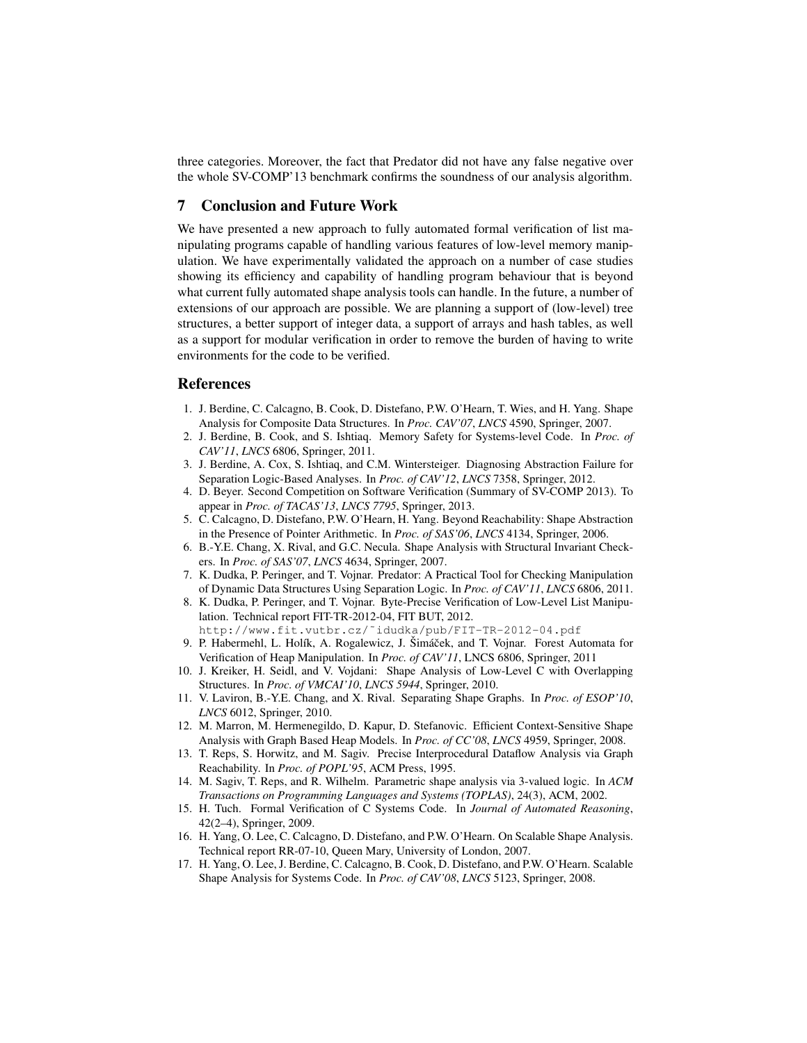three categories. Moreover, the fact that Predator did not have any false negative over the whole SV-COMP'13 benchmark confirms the soundness of our analysis algorithm.

## 7 Conclusion and Future Work

We have presented a new approach to fully automated formal verification of list manipulating programs capable of handling various features of low-level memory manipulation. We have experimentally validated the approach on a number of case studies showing its efficiency and capability of handling program behaviour that is beyond what current fully automated shape analysis tools can handle. In the future, a number of extensions of our approach are possible. We are planning a support of (low-level) tree structures, a better support of integer data, a support of arrays and hash tables, as well as a support for modular verification in order to remove the burden of having to write environments for the code to be verified.

## References

1. J. Berdine, C. Calcagno, B. Cook, D. Distefano, P.W. O'Hearn, T. Wies, and H. Yang. Shape Analysis for Composite Data Structures. In *Proc. CAV'07*, *LNCS* 4590, Springer, 2007.
2. J. Berdine, B. Cook, and S. Ishtiaq. Memory Safety for Systems-level Code. In *Proc. of CAV'11*, *LNCS* 6806, Springer, 2011.
3. J. Berdine, A. Cox, S. Ishtiaq, and C.M. Wintersteiger. Diagnosing Abstraction Failure for Separation Logic-Based Analyses. In *Proc. of CAV'12*, *LNCS* 7358, Springer, 2012.
4. D. Beyer. Second Competition on Software Verification (Summary of SV-COMP 2013). To appear in *Proc. of TACAS'13*, *LNCS 7795*, Springer, 2013.
5. C. Calcagno, D. Distefano, P.W. O'Hearn, H. Yang. Beyond Reachability: Shape Abstraction in the Presence of Pointer Arithmetic. In *Proc. of SAS'06*, *LNCS* 4134, Springer, 2006.
6. B.-Y.E. Chang, X. Rival, and G.C. Necula. Shape Analysis with Structural Invariant Checkers. In *Proc. of SAS'07*, *LNCS* 4634, Springer, 2007.
7. K. Dudka, P. Peringer, and T. Vojnar. Predator: A Practical Tool for Checking Manipulation of Dynamic Data Structures Using Separation Logic. In *Proc. of CAV'11*, *LNCS* 6806, 2011.
8. K. Dudka, P. Peringer, and T. Vojnar. Byte-Precise Verification of Low-Level List Manipulation. Technical report FIT-TR-2012-04, FIT BUT, 2012. `http://www.fit.vutbr.cz/~idudka/pub/FIT-TR-2012-04.pdf`
9. P. Habermehl, L. Holík, A. Rogalewicz, J. Šimáček, and T. Vojnar. Forest Automata for Verification of Heap Manipulation. In *Proc. of CAV'11*, LNCS 6806, Springer, 2011
10. J. Kreiker, H. Seidl, and V. Vojdani: Shape Analysis of Low-Level C with Overlapping Structures. In *Proc. of VMCAI'10*, *LNCS 5944*, Springer, 2010.
11. V. Laviron, B.-Y.E. Chang, and X. Rival. Separating Shape Graphs. In *Proc. of ESOP'10*, *LNCS* 6012, Springer, 2010.
12. M. Marron, M. Hermenegildo, D. Kapur, D. Stefanovic. Efficient Context-Sensitive Shape Analysis with Graph Based Heap Models. In *Proc. of CC'08*, *LNCS* 4959, Springer, 2008.
13. T. Reps, S. Horwitz, and M. Sagiv. Precise Interprocedural Dataflow Analysis via Graph Reachability. In *Proc. of POPL'95*, ACM Press, 1995.
14. M. Sagiv, T. Reps, and R. Wilhelm. Parametric shape analysis via 3-valued logic. In *ACM Transactions on Programming Languages and Systems (TOPLAS)*, 24(3), ACM, 2002.
15. H. Tuch. Formal Verification of C Systems Code. In *Journal of Automated Reasoning*, 42(2–4), Springer, 2009.
16. H. Yang, O. Lee, C. Calcagno, D. Distefano, and P.W. O'Hearn. On Scalable Shape Analysis. Technical report RR-07-10, Queen Mary, University of London, 2007.
17. H. Yang, O. Lee, J. Berdine, C. Calcagno, B. Cook, D. Distefano, and P.W. O'Hearn. Scalable Shape Analysis for Systems Code. In *Proc. of CAV'08*, *LNCS* 5123, Springer, 2008.